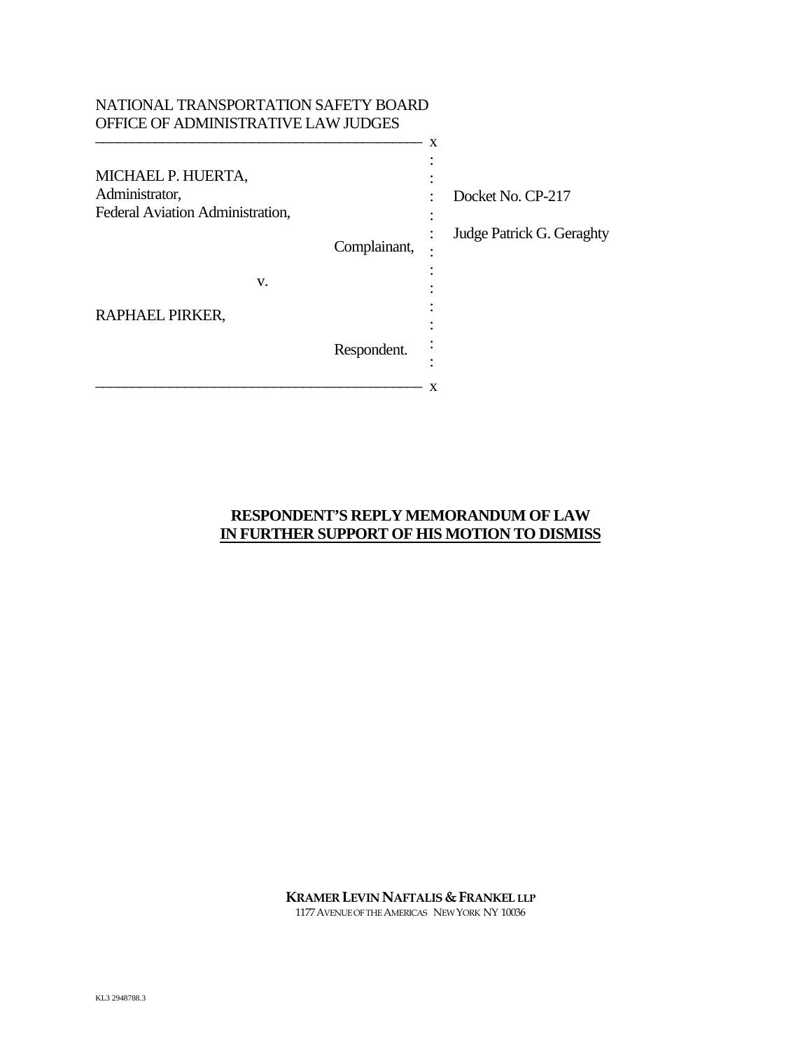NATIONAL TRANSPORTATION SAFETY BOARD
OFFICE OF ADMINISTRATIVE LAW JUDGES

| | |
|---|---|
| MICHAEL P. HUERTA,<br>Administrator,<br>Federal Aviation Administration,<br><br>Complainant,<br><br>v.<br><br>RAPHAEL PIRKER,<br><br>Respondent. | Docket No. CP-217<br><br>Judge Patrick G. Geraghty |

**RESPONDENT'S REPLY MEMORANDUM OF LAW**
**IN FURTHER SUPPORT OF HIS MOTION TO DISMISS**

**KRAMER LEVIN NAFTALIS & FRANKEL LLP**
1177 AVENUE OF THE AMERICAS NEW YORK NY 10036

KL3 2948788.3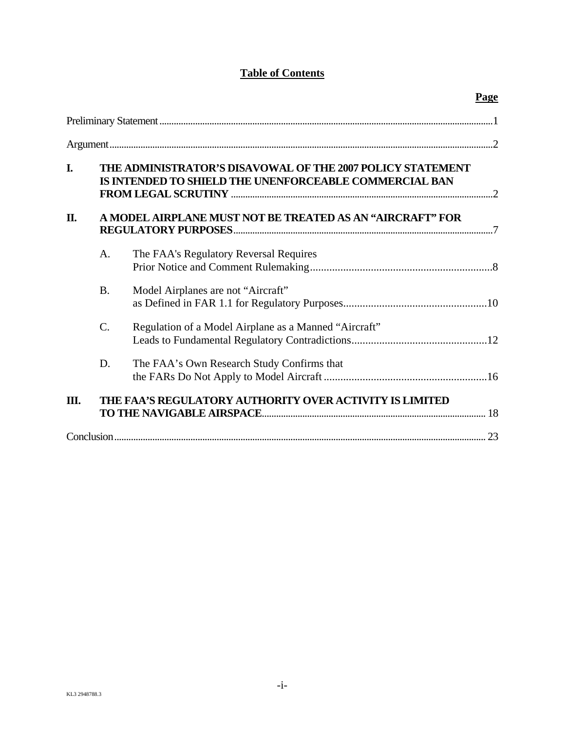## Table of Contents

**Page**

Preliminary Statement....................1

Argument....................2

**I. THE ADMINISTRATOR'S DISAVOWAL OF THE 2007 POLICY STATEMENT IS INTENDED TO SHIELD THE UNENFORCEABLE COMMERCIAL BAN FROM LEGAL SCRUTINY**....................2

**II. A MODEL AIRPLANE MUST NOT BE TREATED AS AN "AIRCRAFT" FOR REGULATORY PURPOSES**....................7

A. The FAA's Regulatory Reversal Requires Prior Notice and Comment Rulemaking....................8

B. Model Airplanes are not "Aircraft" as Defined in FAR 1.1 for Regulatory Purposes....................10

C. Regulation of a Model Airplane as a Manned "Aircraft" Leads to Fundamental Regulatory Contradictions....................12

D. The FAA's Own Research Study Confirms that the FARs Do Not Apply to Model Aircraft....................16

**III. THE FAA'S REGULATORY AUTHORITY OVER ACTIVITY IS LIMITED TO THE NAVIGABLE AIRSPACE**....................18

Conclusion....................23

KL3 2948788.3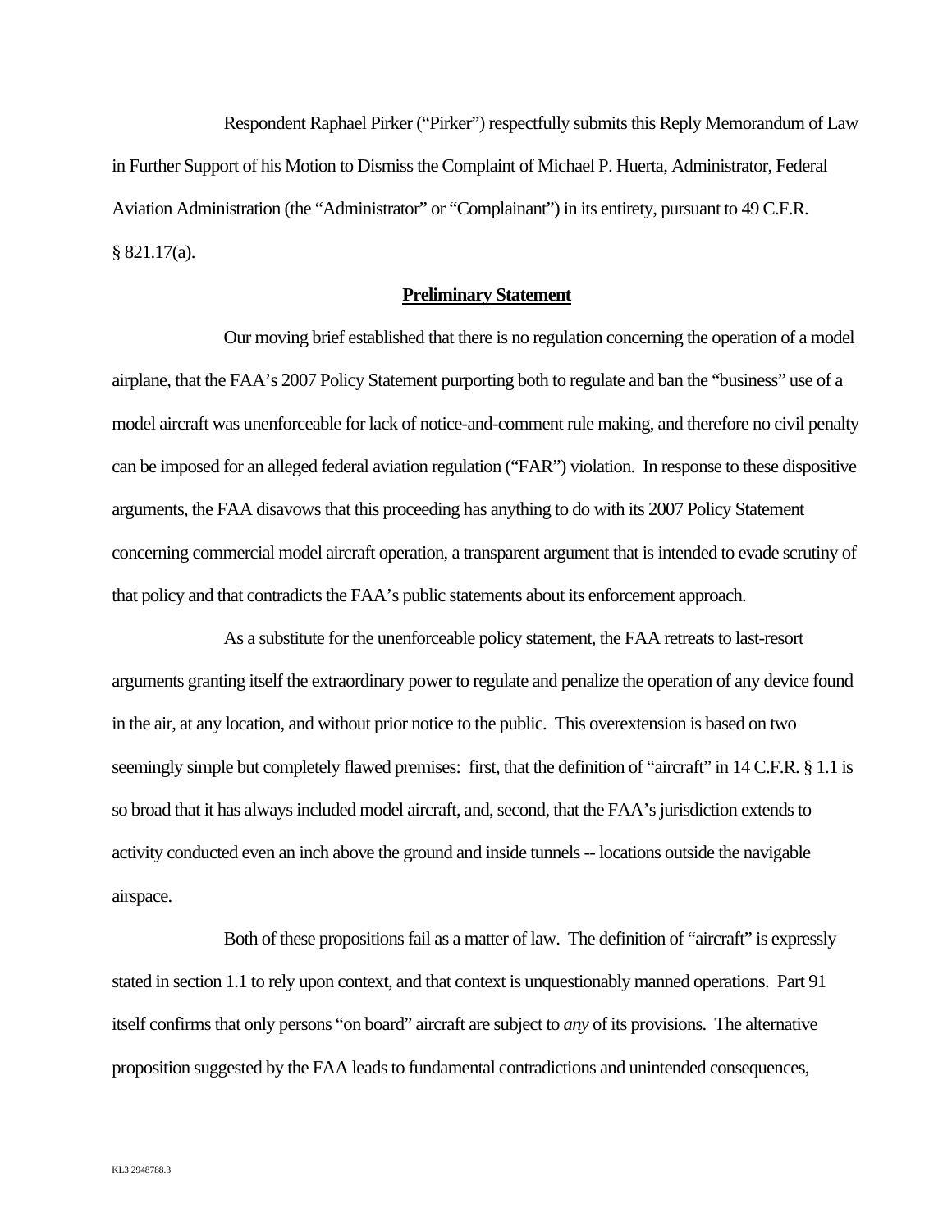Respondent Raphael Pirker ("Pirker") respectfully submits this Reply Memorandum of Law in Further Support of his Motion to Dismiss the Complaint of Michael P. Huerta, Administrator, Federal Aviation Administration (the "Administrator" or "Complainant") in its entirety, pursuant to 49 C.F.R. § 821.17(a).

## Preliminary Statement

Our moving brief established that there is no regulation concerning the operation of a model airplane, that the FAA's 2007 Policy Statement purporting both to regulate and ban the "business" use of a model aircraft was unenforceable for lack of notice-and-comment rule making, and therefore no civil penalty can be imposed for an alleged federal aviation regulation ("FAR") violation. In response to these dispositive arguments, the FAA disavows that this proceeding has anything to do with its 2007 Policy Statement concerning commercial model aircraft operation, a transparent argument that is intended to evade scrutiny of that policy and that contradicts the FAA's public statements about its enforcement approach.

As a substitute for the unenforceable policy statement, the FAA retreats to last-resort arguments granting itself the extraordinary power to regulate and penalize the operation of any device found in the air, at any location, and without prior notice to the public. This overextension is based on two seemingly simple but completely flawed premises: first, that the definition of "aircraft" in 14 C.F.R. § 1.1 is so broad that it has always included model aircraft, and, second, that the FAA's jurisdiction extends to activity conducted even an inch above the ground and inside tunnels -- locations outside the navigable airspace.

Both of these propositions fail as a matter of law. The definition of "aircraft" is expressly stated in section 1.1 to rely upon context, and that context is unquestionably manned operations. Part 91 itself confirms that only persons "on board" aircraft are subject to *any* of its provisions. The alternative proposition suggested by the FAA leads to fundamental contradictions and unintended consequences,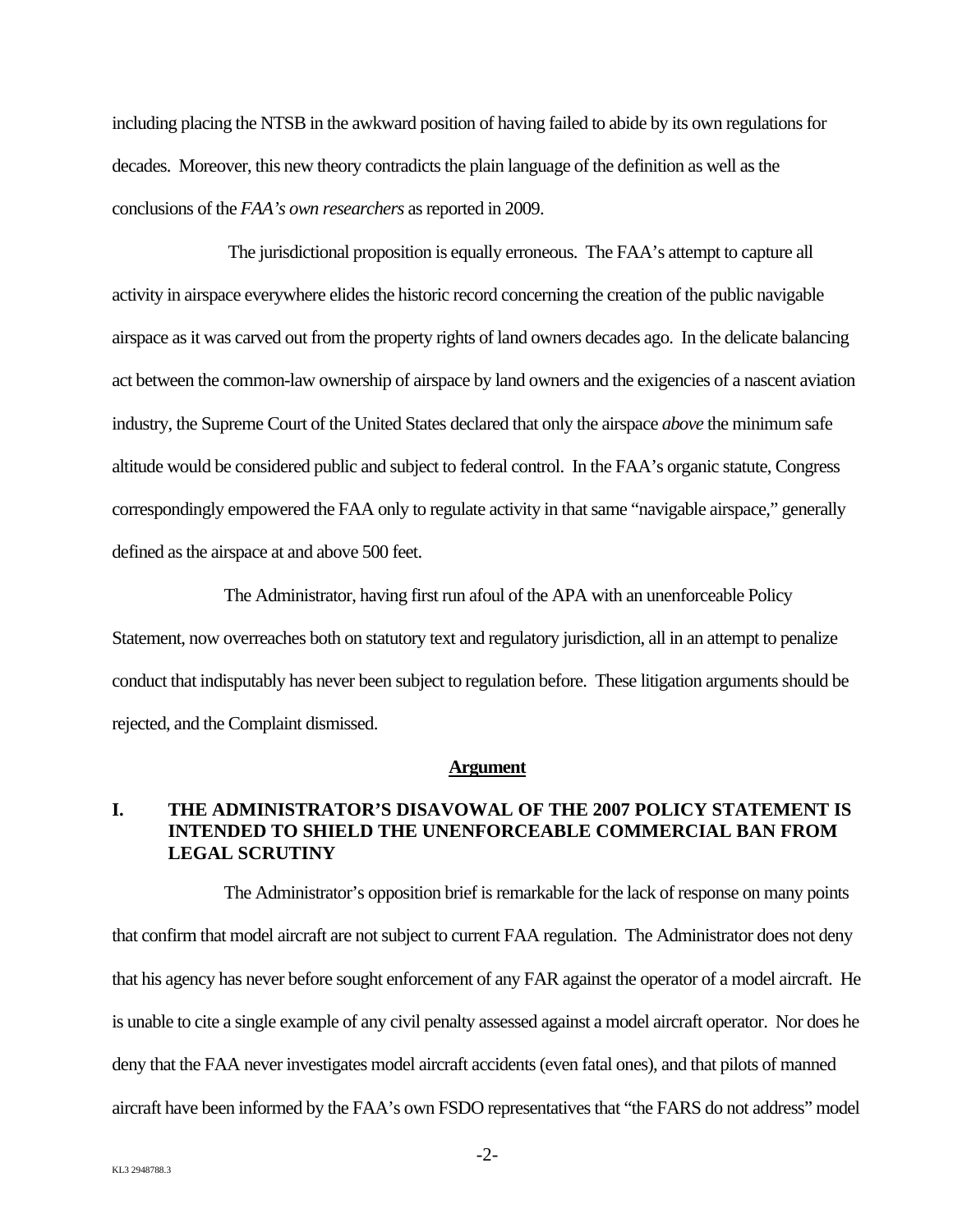including placing the NTSB in the awkward position of having failed to abide by its own regulations for decades. Moreover, this new theory contradicts the plain language of the definition as well as the conclusions of the *FAA's own researchers* as reported in 2009.

The jurisdictional proposition is equally erroneous. The FAA's attempt to capture all activity in airspace everywhere elides the historic record concerning the creation of the public navigable airspace as it was carved out from the property rights of land owners decades ago. In the delicate balancing act between the common-law ownership of airspace by land owners and the exigencies of a nascent aviation industry, the Supreme Court of the United States declared that only the airspace *above* the minimum safe altitude would be considered public and subject to federal control. In the FAA's organic statute, Congress correspondingly empowered the FAA only to regulate activity in that same "navigable airspace," generally defined as the airspace at and above 500 feet.

The Administrator, having first run afoul of the APA with an unenforceable Policy Statement, now overreaches both on statutory text and regulatory jurisdiction, all in an attempt to penalize conduct that indisputably has never been subject to regulation before. These litigation arguments should be rejected, and the Complaint dismissed.

## Argument

### I. THE ADMINISTRATOR'S DISAVOWAL OF THE 2007 POLICY STATEMENT IS INTENDED TO SHIELD THE UNENFORCEABLE COMMERCIAL BAN FROM LEGAL SCRUTINY

The Administrator's opposition brief is remarkable for the lack of response on many points that confirm that model aircraft are not subject to current FAA regulation. The Administrator does not deny that his agency has never before sought enforcement of any FAR against the operator of a model aircraft. He is unable to cite a single example of any civil penalty assessed against a model aircraft operator. Nor does he deny that the FAA never investigates model aircraft accidents (even fatal ones), and that pilots of manned aircraft have been informed by the FAA's own FSDO representatives that "the FARS do not address" model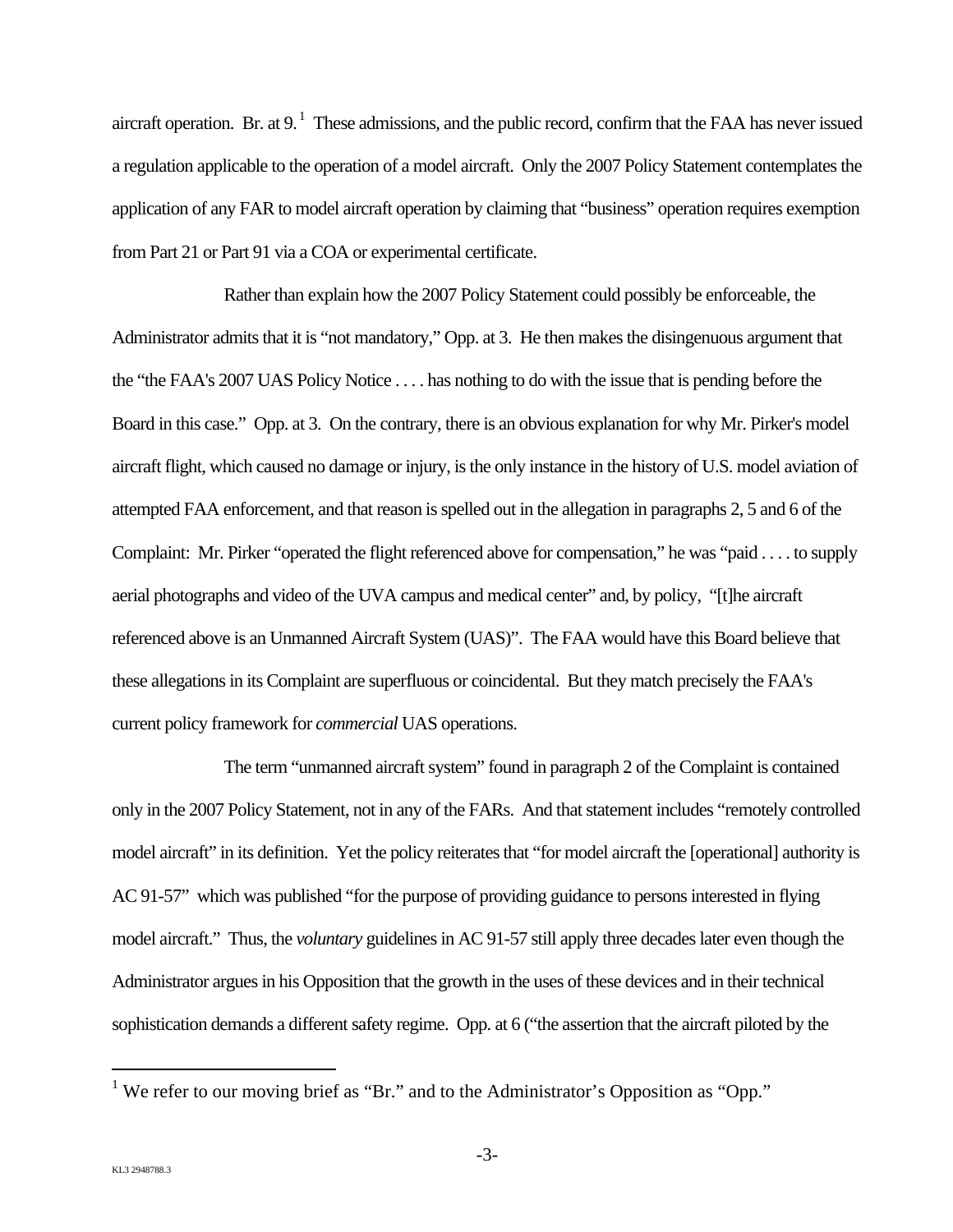aircraft operation. Br. at 9.[1] These admissions, and the public record, confirm that the FAA has never issued a regulation applicable to the operation of a model aircraft. Only the 2007 Policy Statement contemplates the application of any FAR to model aircraft operation by claiming that "business" operation requires exemption from Part 21 or Part 91 via a COA or experimental certificate.

Rather than explain how the 2007 Policy Statement could possibly be enforceable, the Administrator admits that it is "not mandatory," Opp. at 3. He then makes the disingenuous argument that the "the FAA's 2007 UAS Policy Notice . . . . has nothing to do with the issue that is pending before the Board in this case." Opp. at 3. On the contrary, there is an obvious explanation for why Mr. Pirker's model aircraft flight, which caused no damage or injury, is the only instance in the history of U.S. model aviation of attempted FAA enforcement, and that reason is spelled out in the allegation in paragraphs 2, 5 and 6 of the Complaint: Mr. Pirker "operated the flight referenced above for compensation," he was "paid . . . . to supply aerial photographs and video of the UVA campus and medical center" and, by policy, "[t]he aircraft referenced above is an Unmanned Aircraft System (UAS)". The FAA would have this Board believe that these allegations in its Complaint are superfluous or coincidental. But they match precisely the FAA's current policy framework for *commercial* UAS operations.

The term "unmanned aircraft system" found in paragraph 2 of the Complaint is contained only in the 2007 Policy Statement, not in any of the FARs. And that statement includes "remotely controlled model aircraft" in its definition. Yet the policy reiterates that "for model aircraft the [operational] authority is AC 91-57" which was published "for the purpose of providing guidance to persons interested in flying model aircraft." Thus, the *voluntary* guidelines in AC 91-57 still apply three decades later even though the Administrator argues in his Opposition that the growth in the uses of these devices and in their technical sophistication demands a different safety regime. Opp. at 6 ("the assertion that the aircraft piloted by the

---

[1] We refer to our moving brief as "Br." and to the Administrator's Opposition as "Opp."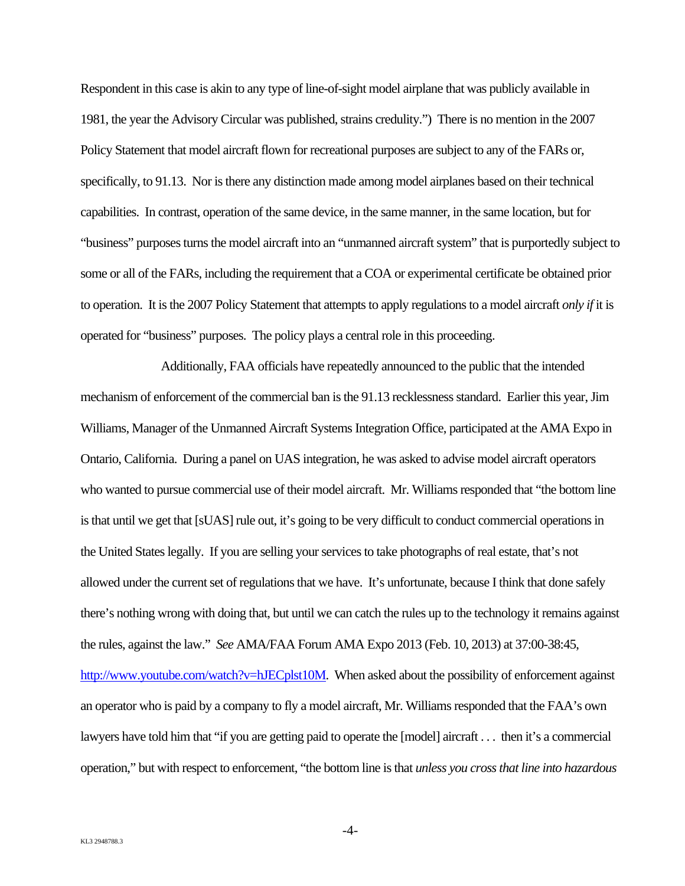Respondent in this case is akin to any type of line-of-sight model airplane that was publicly available in 1981, the year the Advisory Circular was published, strains credulity.") There is no mention in the 2007 Policy Statement that model aircraft flown for recreational purposes are subject to any of the FARs or, specifically, to 91.13. Nor is there any distinction made among model airplanes based on their technical capabilities. In contrast, operation of the same device, in the same manner, in the same location, but for "business" purposes turns the model aircraft into an "unmanned aircraft system" that is purportedly subject to some or all of the FARs, including the requirement that a COA or experimental certificate be obtained prior to operation. It is the 2007 Policy Statement that attempts to apply regulations to a model aircraft *only if* it is operated for "business" purposes. The policy plays a central role in this proceeding.

Additionally, FAA officials have repeatedly announced to the public that the intended mechanism of enforcement of the commercial ban is the 91.13 recklessness standard. Earlier this year, Jim Williams, Manager of the Unmanned Aircraft Systems Integration Office, participated at the AMA Expo in Ontario, California. During a panel on UAS integration, he was asked to advise model aircraft operators who wanted to pursue commercial use of their model aircraft. Mr. Williams responded that "the bottom line is that until we get that [sUAS] rule out, it's going to be very difficult to conduct commercial operations in the United States legally. If you are selling your services to take photographs of real estate, that's not allowed under the current set of regulations that we have. It's unfortunate, because I think that done safely there's nothing wrong with doing that, but until we can catch the rules up to the technology it remains against the rules, against the law." *See* AMA/FAA Forum AMA Expo 2013 (Feb. 10, 2013) at 37:00-38:45, http://www.youtube.com/watch?v=hJECplst10M. When asked about the possibility of enforcement against an operator who is paid by a company to fly a model aircraft, Mr. Williams responded that the FAA's own lawyers have told him that "if you are getting paid to operate the [model] aircraft . . . then it's a commercial operation," but with respect to enforcement, "the bottom line is that *unless you cross that line into hazardous*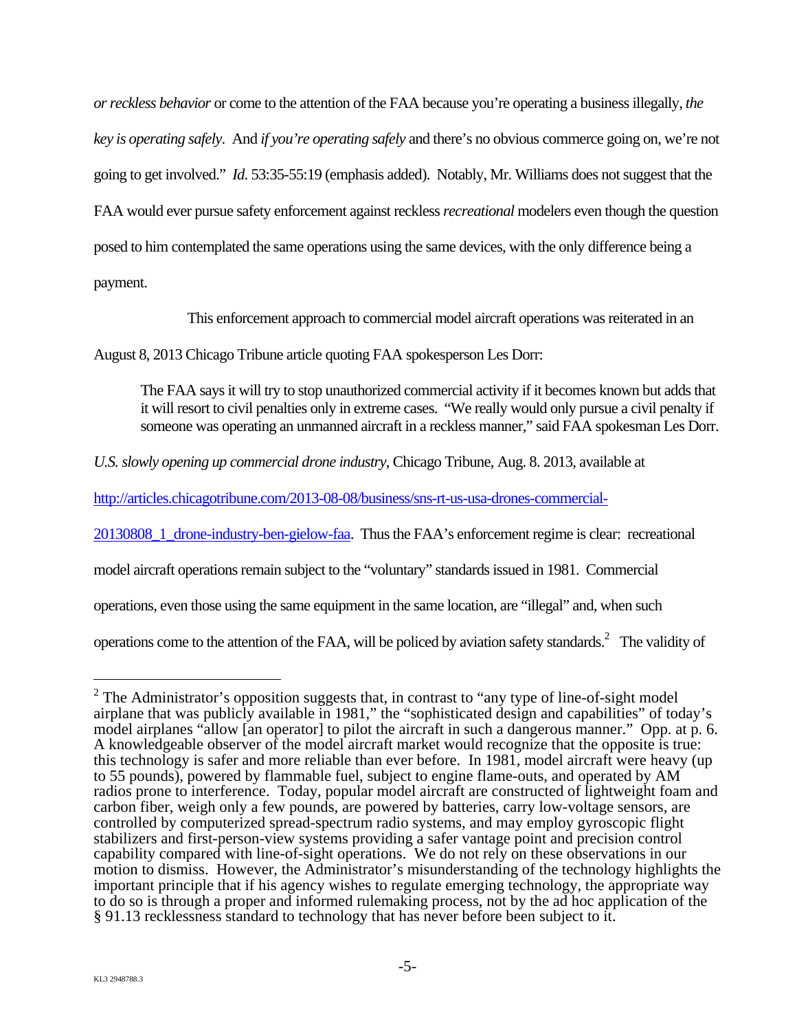*or reckless behavior* or come to the attention of the FAA because you're operating a business illegally, *the key is operating safely*. And *if you're operating safely* and there's no obvious commerce going on, we're not going to get involved." *Id.* 53:35-55:19 (emphasis added). Notably, Mr. Williams does not suggest that the FAA would ever pursue safety enforcement against reckless *recreational* modelers even though the question posed to him contemplated the same operations using the same devices, with the only difference being a payment.

This enforcement approach to commercial model aircraft operations was reiterated in an August 8, 2013 Chicago Tribune article quoting FAA spokesperson Les Dorr:

> The FAA says it will try to stop unauthorized commercial activity if it becomes known but adds that it will resort to civil penalties only in extreme cases. "We really would only pursue a civil penalty if someone was operating an unmanned aircraft in a reckless manner," said FAA spokesman Les Dorr.

*U.S. slowly opening up commercial drone industry*, Chicago Tribune, Aug. 8. 2013, available at [http://articles.chicagotribune.com/2013-08-08/business/sns-rt-us-usa-drones-commercial-20130808_1_drone-industry-ben-gielow-faa](http://articles.chicagotribune.com/2013-08-08/business/sns-rt-us-usa-drones-commercial-20130808_1_drone-industry-ben-gielow-faa). Thus the FAA's enforcement regime is clear: recreational model aircraft operations remain subject to the "voluntary" standards issued in 1981. Commercial operations, even those using the same equipment in the same location, are "illegal" and, when such operations come to the attention of the FAA, will be policed by aviation safety standards.[2] The validity of

---

[2] The Administrator's opposition suggests that, in contrast to "any type of line-of-sight model airplane that was publicly available in 1981," the "sophisticated design and capabilities" of today's model airplanes "allow [an operator] to pilot the aircraft in such a dangerous manner." Opp. at p. 6. A knowledgeable observer of the model aircraft market would recognize that the opposite is true: this technology is safer and more reliable than ever before. In 1981, model aircraft were heavy (up to 55 pounds), powered by flammable fuel, subject to engine flame-outs, and operated by AM radios prone to interference. Today, popular model aircraft are constructed of lightweight foam and carbon fiber, weigh only a few pounds, are powered by batteries, carry low-voltage sensors, are controlled by computerized spread-spectrum radio systems, and may employ gyroscopic flight stabilizers and first-person-view systems providing a safer vantage point and precision control capability compared with line-of-sight operations. We do not rely on these observations in our motion to dismiss. However, the Administrator's misunderstanding of the technology highlights the important principle that if his agency wishes to regulate emerging technology, the appropriate way to do so is through a proper and informed rulemaking process, not by the ad hoc application of the § 91.13 recklessness standard to technology that has never before been subject to it.

KL3 2948788.3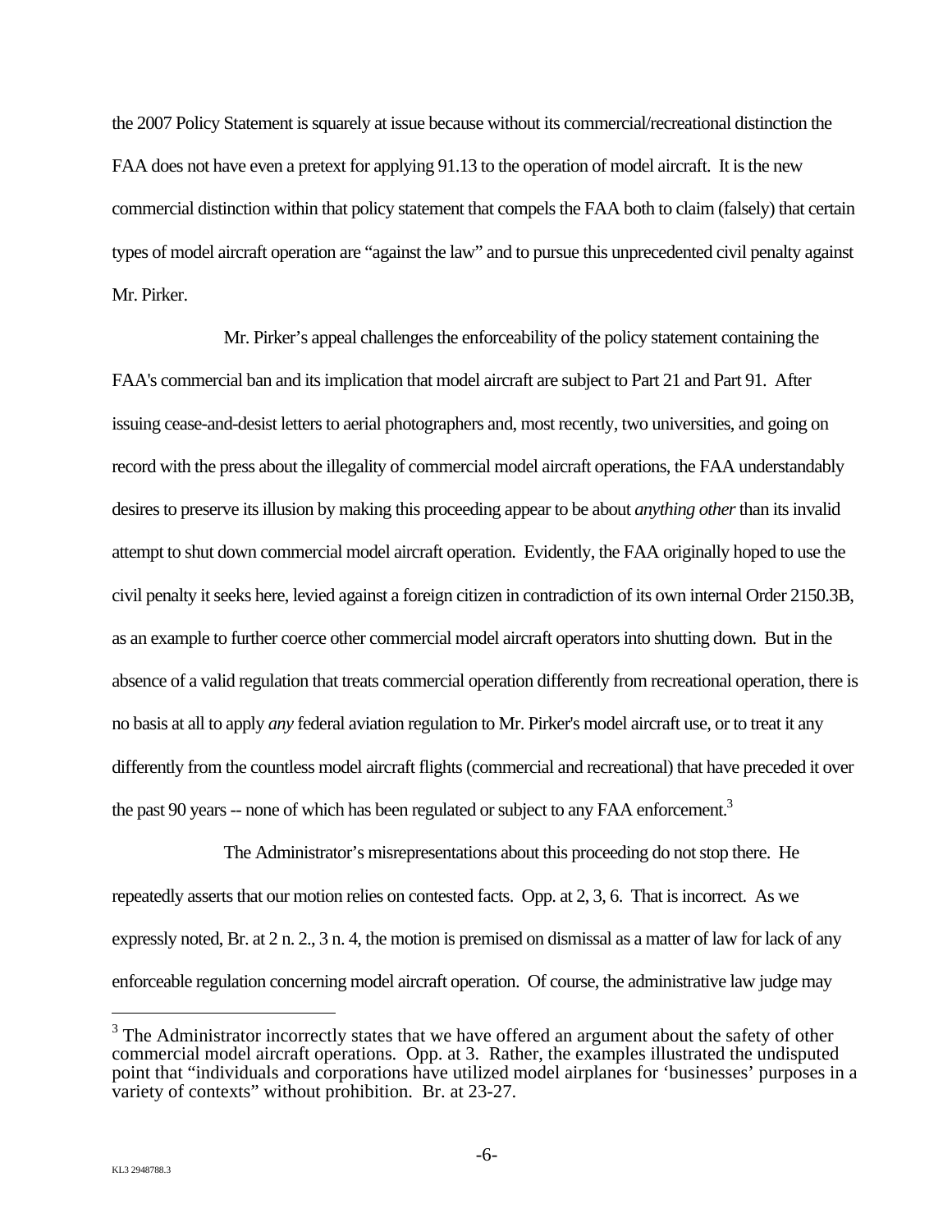the 2007 Policy Statement is squarely at issue because without its commercial/recreational distinction the FAA does not have even a pretext for applying 91.13 to the operation of model aircraft. It is the new commercial distinction within that policy statement that compels the FAA both to claim (falsely) that certain types of model aircraft operation are "against the law" and to pursue this unprecedented civil penalty against Mr. Pirker.

Mr. Pirker's appeal challenges the enforceability of the policy statement containing the FAA's commercial ban and its implication that model aircraft are subject to Part 21 and Part 91. After issuing cease-and-desist letters to aerial photographers and, most recently, two universities, and going on record with the press about the illegality of commercial model aircraft operations, the FAA understandably desires to preserve its illusion by making this proceeding appear to be about *anything other* than its invalid attempt to shut down commercial model aircraft operation. Evidently, the FAA originally hoped to use the civil penalty it seeks here, levied against a foreign citizen in contradiction of its own internal Order 2150.3B, as an example to further coerce other commercial model aircraft operators into shutting down. But in the absence of a valid regulation that treats commercial operation differently from recreational operation, there is no basis at all to apply *any* federal aviation regulation to Mr. Pirker's model aircraft use, or to treat it any differently from the countless model aircraft flights (commercial and recreational) that have preceded it over the past 90 years -- none of which has been regulated or subject to any FAA enforcement.[3]

The Administrator's misrepresentations about this proceeding do not stop there. He repeatedly asserts that our motion relies on contested facts. Opp. at 2, 3, 6. That is incorrect. As we expressly noted, Br. at 2 n. 2., 3 n. 4, the motion is premised on dismissal as a matter of law for lack of any enforceable regulation concerning model aircraft operation. Of course, the administrative law judge may

---

[3] The Administrator incorrectly states that we have offered an argument about the safety of other commercial model aircraft operations. Opp. at 3. Rather, the examples illustrated the undisputed point that "individuals and corporations have utilized model airplanes for 'businesses' purposes in a variety of contexts" without prohibition. Br. at 23-27.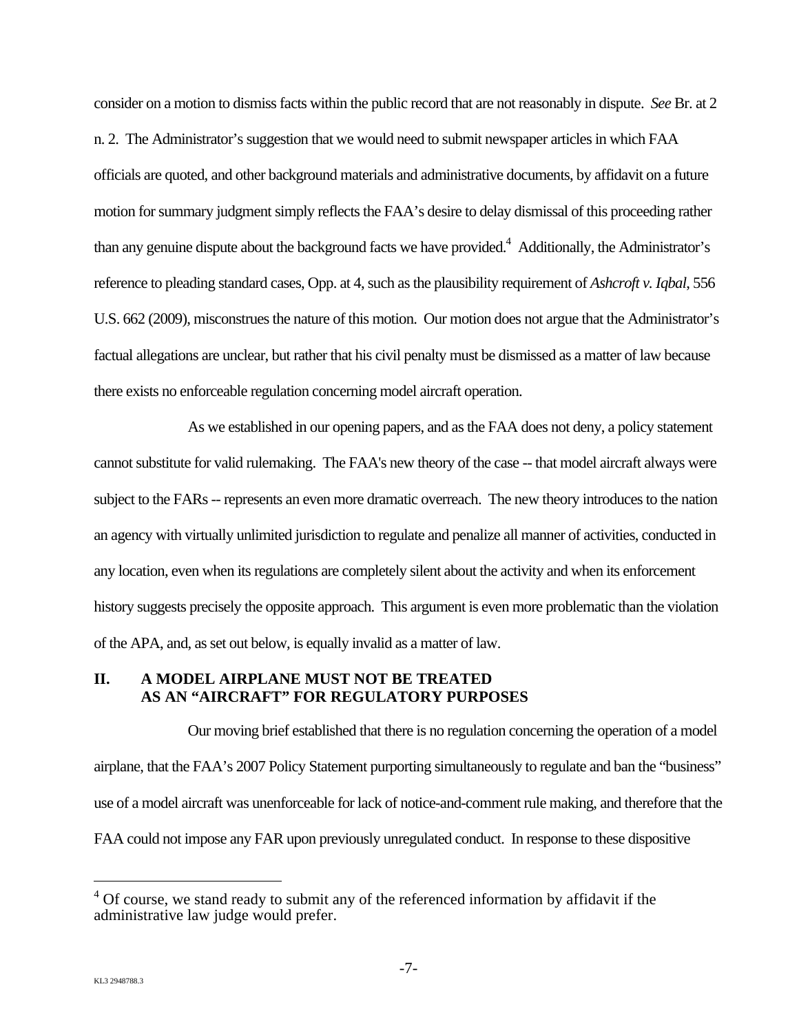consider on a motion to dismiss facts within the public record that are not reasonably in dispute. *See* Br. at 2 n. 2. The Administrator's suggestion that we would need to submit newspaper articles in which FAA officials are quoted, and other background materials and administrative documents, by affidavit on a future motion for summary judgment simply reflects the FAA's desire to delay dismissal of this proceeding rather than any genuine dispute about the background facts we have provided.[4] Additionally, the Administrator's reference to pleading standard cases, Opp. at 4, such as the plausibility requirement of *Ashcroft v. Iqbal*, 556 U.S. 662 (2009), misconstrues the nature of this motion. Our motion does not argue that the Administrator's factual allegations are unclear, but rather that his civil penalty must be dismissed as a matter of law because there exists no enforceable regulation concerning model aircraft operation.

As we established in our opening papers, and as the FAA does not deny, a policy statement cannot substitute for valid rulemaking. The FAA's new theory of the case -- that model aircraft always were subject to the FARs -- represents an even more dramatic overreach. The new theory introduces to the nation an agency with virtually unlimited jurisdiction to regulate and penalize all manner of activities, conducted in any location, even when its regulations are completely silent about the activity and when its enforcement history suggests precisely the opposite approach. This argument is even more problematic than the violation of the APA, and, as set out below, is equally invalid as a matter of law.

## II. A MODEL AIRPLANE MUST NOT BE TREATED AS AN "AIRCRAFT" FOR REGULATORY PURPOSES

Our moving brief established that there is no regulation concerning the operation of a model airplane, that the FAA's 2007 Policy Statement purporting simultaneously to regulate and ban the "business" use of a model aircraft was unenforceable for lack of notice-and-comment rule making, and therefore that the FAA could not impose any FAR upon previously unregulated conduct. In response to these dispositive

---

[4] Of course, we stand ready to submit any of the referenced information by affidavit if the administrative law judge would prefer.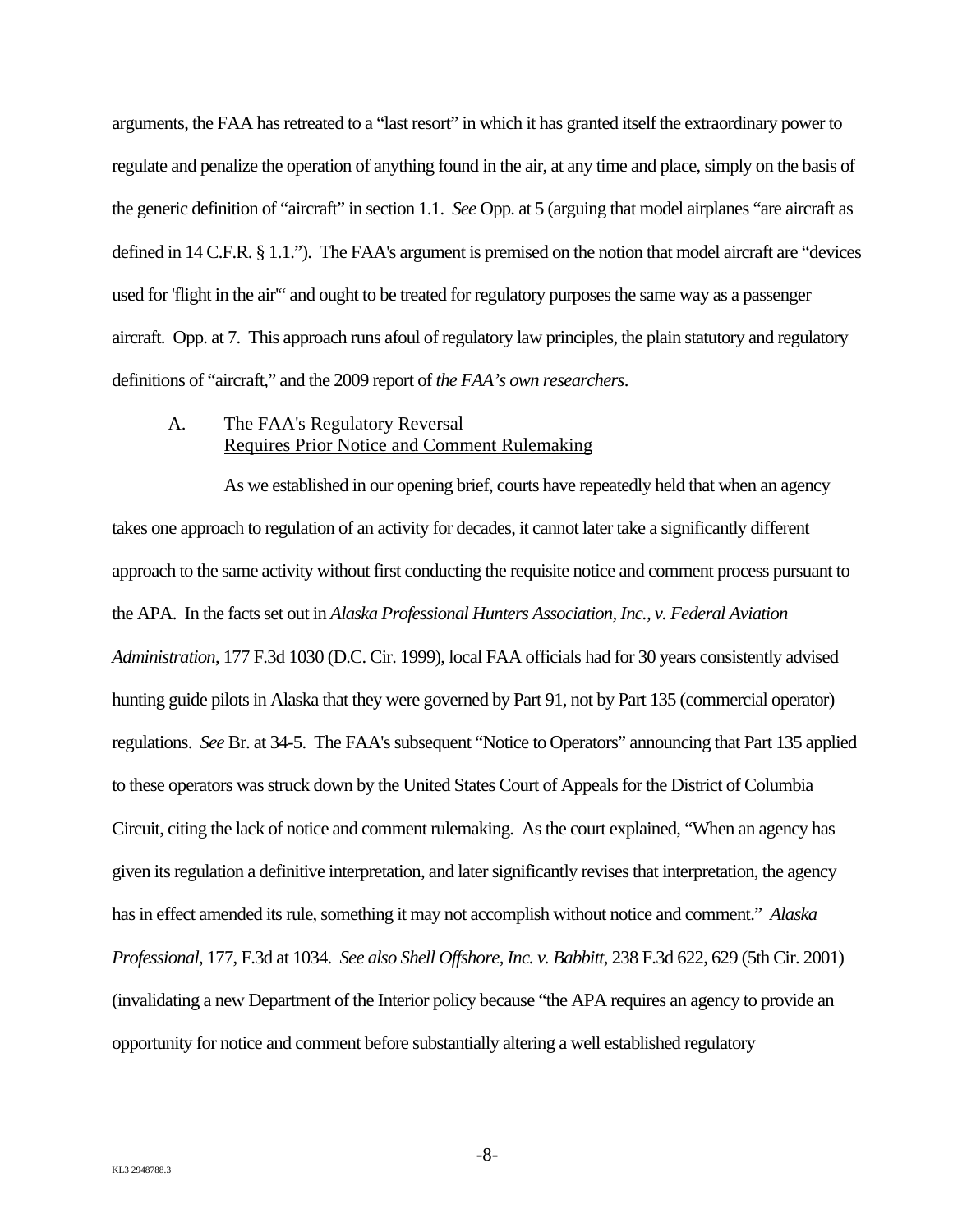arguments, the FAA has retreated to a "last resort" in which it has granted itself the extraordinary power to regulate and penalize the operation of anything found in the air, at any time and place, simply on the basis of the generic definition of "aircraft" in section 1.1. *See* Opp. at 5 (arguing that model airplanes "are aircraft as defined in 14 C.F.R. § 1.1."). The FAA's argument is premised on the notion that model aircraft are "devices used for 'flight in the air'" and ought to be treated for regulatory purposes the same way as a passenger aircraft. Opp. at 7. This approach runs afoul of regulatory law principles, the plain statutory and regulatory definitions of "aircraft," and the 2009 report of *the FAA's own researchers*.

### A. The FAA's Regulatory Reversal Requires Prior Notice and Comment Rulemaking

As we established in our opening brief, courts have repeatedly held that when an agency takes one approach to regulation of an activity for decades, it cannot later take a significantly different approach to the same activity without first conducting the requisite notice and comment process pursuant to the APA. In the facts set out in *Alaska Professional Hunters Association, Inc., v. Federal Aviation Administration*, 177 F.3d 1030 (D.C. Cir. 1999), local FAA officials had for 30 years consistently advised hunting guide pilots in Alaska that they were governed by Part 91, not by Part 135 (commercial operator) regulations. *See* Br. at 34-5. The FAA's subsequent "Notice to Operators" announcing that Part 135 applied to these operators was struck down by the United States Court of Appeals for the District of Columbia Circuit, citing the lack of notice and comment rulemaking. As the court explained, "When an agency has given its regulation a definitive interpretation, and later significantly revises that interpretation, the agency has in effect amended its rule, something it may not accomplish without notice and comment." *Alaska Professional*, 177, F.3d at 1034. *See also Shell Offshore, Inc. v. Babbitt*, 238 F.3d 622, 629 (5th Cir. 2001) (invalidating a new Department of the Interior policy because "the APA requires an agency to provide an opportunity for notice and comment before substantially altering a well established regulatory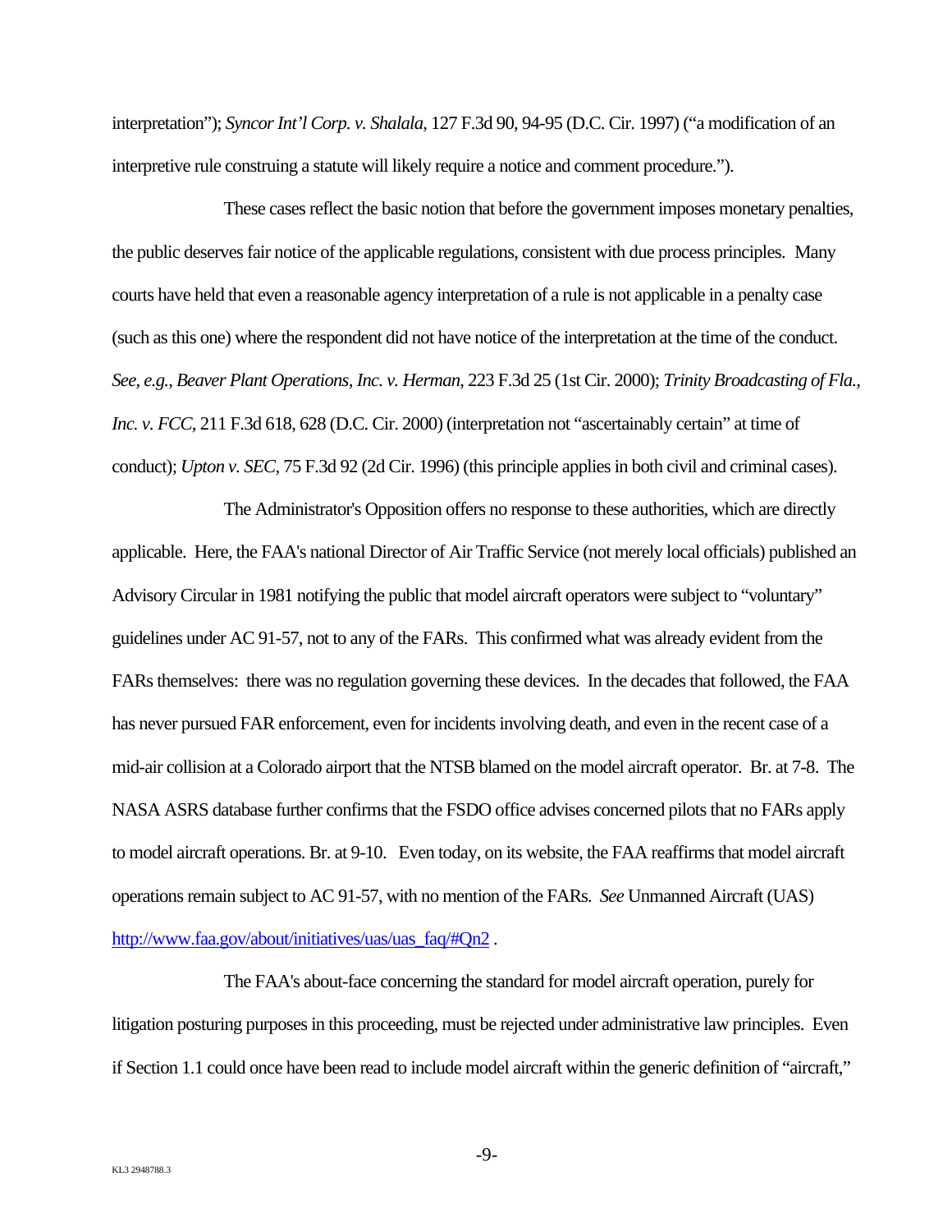interpretation"); *Syncor Int'l Corp. v. Shalala*, 127 F.3d 90, 94-95 (D.C. Cir. 1997) ("a modification of an interpretive rule construing a statute will likely require a notice and comment procedure.").

These cases reflect the basic notion that before the government imposes monetary penalties, the public deserves fair notice of the applicable regulations, consistent with due process principles. Many courts have held that even a reasonable agency interpretation of a rule is not applicable in a penalty case (such as this one) where the respondent did not have notice of the interpretation at the time of the conduct. *See, e.g., Beaver Plant Operations, Inc. v. Herman*, 223 F.3d 25 (1st Cir. 2000); *Trinity Broadcasting of Fla., Inc. v. FCC*, 211 F.3d 618, 628 (D.C. Cir. 2000) (interpretation not "ascertainably certain" at time of conduct); *Upton v. SEC*, 75 F.3d 92 (2d Cir. 1996) (this principle applies in both civil and criminal cases).

The Administrator's Opposition offers no response to these authorities, which are directly applicable. Here, the FAA's national Director of Air Traffic Service (not merely local officials) published an Advisory Circular in 1981 notifying the public that model aircraft operators were subject to "voluntary" guidelines under AC 91-57, not to any of the FARs. This confirmed what was already evident from the FARs themselves: there was no regulation governing these devices. In the decades that followed, the FAA has never pursued FAR enforcement, even for incidents involving death, and even in the recent case of a mid-air collision at a Colorado airport that the NTSB blamed on the model aircraft operator. Br. at 7-8. The NASA ASRS database further confirms that the FSDO office advises concerned pilots that no FARs apply to model aircraft operations. Br. at 9-10. Even today, on its website, the FAA reaffirms that model aircraft operations remain subject to AC 91-57, with no mention of the FARs. *See* Unmanned Aircraft (UAS) [http://www.faa.gov/about/initiatives/uas/uas_faq/#Qn2](http://www.faa.gov/about/initiatives/uas/uas_faq/#Qn2) .

The FAA's about-face concerning the standard for model aircraft operation, purely for litigation posturing purposes in this proceeding, must be rejected under administrative law principles. Even if Section 1.1 could once have been read to include model aircraft within the generic definition of "aircraft,"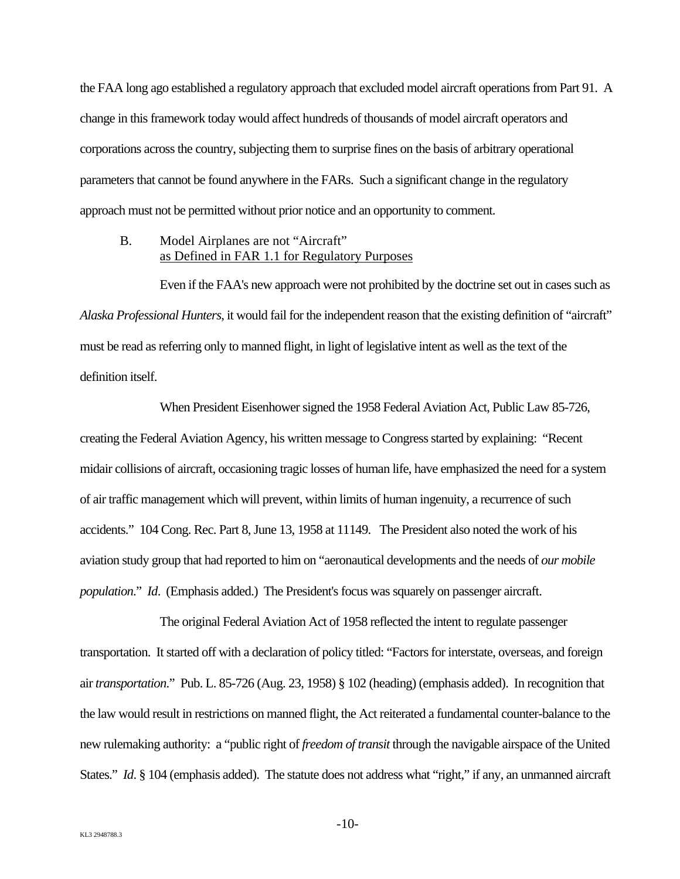the FAA long ago established a regulatory approach that excluded model aircraft operations from Part 91. A change in this framework today would affect hundreds of thousands of model aircraft operators and corporations across the country, subjecting them to surprise fines on the basis of arbitrary operational parameters that cannot be found anywhere in the FARs. Such a significant change in the regulatory approach must not be permitted without prior notice and an opportunity to comment.

### B. Model Airplanes are not "Aircraft" as Defined in FAR 1.1 for Regulatory Purposes

Even if the FAA's new approach were not prohibited by the doctrine set out in cases such as *Alaska Professional Hunters*, it would fail for the independent reason that the existing definition of "aircraft" must be read as referring only to manned flight, in light of legislative intent as well as the text of the definition itself.

When President Eisenhower signed the 1958 Federal Aviation Act, Public Law 85-726, creating the Federal Aviation Agency, his written message to Congress started by explaining: "Recent midair collisions of aircraft, occasioning tragic losses of human life, have emphasized the need for a system of air traffic management which will prevent, within limits of human ingenuity, a recurrence of such accidents." 104 Cong. Rec. Part 8, June 13, 1958 at 11149. The President also noted the work of his aviation study group that had reported to him on "aeronautical developments and the needs of *our mobile population*." *Id*. (Emphasis added.) The President's focus was squarely on passenger aircraft.

The original Federal Aviation Act of 1958 reflected the intent to regulate passenger transportation. It started off with a declaration of policy titled: "Factors for interstate, overseas, and foreign air *transportation*." Pub. L. 85-726 (Aug. 23, 1958) § 102 (heading) (emphasis added). In recognition that the law would result in restrictions on manned flight, the Act reiterated a fundamental counter-balance to the new rulemaking authority: a "public right of *freedom of transit* through the navigable airspace of the United States." *Id*. § 104 (emphasis added). The statute does not address what "right," if any, an unmanned aircraft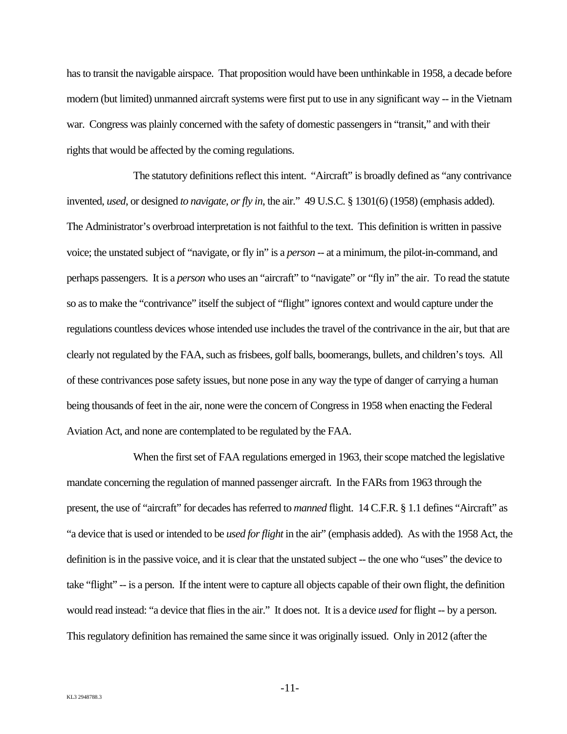has to transit the navigable airspace. That proposition would have been unthinkable in 1958, a decade before modern (but limited) unmanned aircraft systems were first put to use in any significant way -- in the Vietnam war. Congress was plainly concerned with the safety of domestic passengers in "transit," and with their rights that would be affected by the coming regulations.

The statutory definitions reflect this intent. "Aircraft" is broadly defined as "any contrivance invented, *used*, or designed *to navigate, or fly in*, the air." 49 U.S.C. § 1301(6) (1958) (emphasis added). The Administrator's overbroad interpretation is not faithful to the text. This definition is written in passive voice; the unstated subject of "navigate, or fly in" is a *person* -- at a minimum, the pilot-in-command, and perhaps passengers. It is a *person* who uses an "aircraft" to "navigate" or "fly in" the air. To read the statute so as to make the "contrivance" itself the subject of "flight" ignores context and would capture under the regulations countless devices whose intended use includes the travel of the contrivance in the air, but that are clearly not regulated by the FAA, such as frisbees, golf balls, boomerangs, bullets, and children's toys. All of these contrivances pose safety issues, but none pose in any way the type of danger of carrying a human being thousands of feet in the air, none were the concern of Congress in 1958 when enacting the Federal Aviation Act, and none are contemplated to be regulated by the FAA.

When the first set of FAA regulations emerged in 1963, their scope matched the legislative mandate concerning the regulation of manned passenger aircraft. In the FARs from 1963 through the present, the use of "aircraft" for decades has referred to *manned* flight. 14 C.F.R. § 1.1 defines "Aircraft" as "a device that is used or intended to be *used for flight* in the air" (emphasis added). As with the 1958 Act, the definition is in the passive voice, and it is clear that the unstated subject -- the one who "uses" the device to take "flight" -- is a person. If the intent were to capture all objects capable of their own flight, the definition would read instead: "a device that flies in the air." It does not. It is a device *used* for flight -- by a person. This regulatory definition has remained the same since it was originally issued. Only in 2012 (after the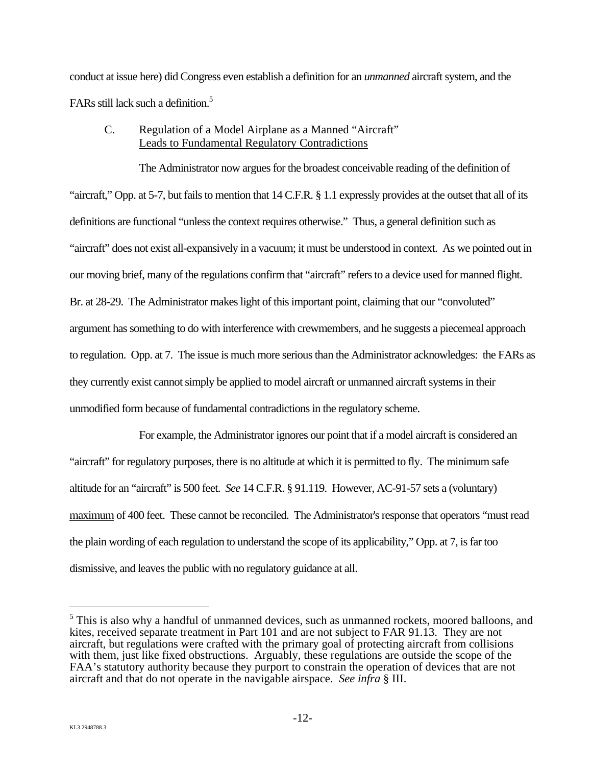conduct at issue here) did Congress even establish a definition for an *unmanned* aircraft system, and the FARs still lack such a definition.[5]

### C. Regulation of a Model Airplane as a Manned "Aircraft" Leads to Fundamental Regulatory Contradictions

The Administrator now argues for the broadest conceivable reading of the definition of "aircraft," Opp. at 5-7, but fails to mention that 14 C.F.R. § 1.1 expressly provides at the outset that all of its definitions are functional "unless the context requires otherwise." Thus, a general definition such as "aircraft" does not exist all-expansively in a vacuum; it must be understood in context. As we pointed out in our moving brief, many of the regulations confirm that "aircraft" refers to a device used for manned flight. Br. at 28-29. The Administrator makes light of this important point, claiming that our "convoluted" argument has something to do with interference with crewmembers, and he suggests a piecemeal approach to regulation. Opp. at 7. The issue is much more serious than the Administrator acknowledges: the FARs as they currently exist cannot simply be applied to model aircraft or unmanned aircraft systems in their unmodified form because of fundamental contradictions in the regulatory scheme.

For example, the Administrator ignores our point that if a model aircraft is considered an "aircraft" for regulatory purposes, there is no altitude at which it is permitted to fly. The minimum safe altitude for an "aircraft" is 500 feet. *See* 14 C.F.R. § 91.119. However, AC-91-57 sets a (voluntary) maximum of 400 feet. These cannot be reconciled. The Administrator's response that operators "must read the plain wording of each regulation to understand the scope of its applicability," Opp. at 7, is far too dismissive, and leaves the public with no regulatory guidance at all.

---

[5] This is also why a handful of unmanned devices, such as unmanned rockets, moored balloons, and kites, received separate treatment in Part 101 and are not subject to FAR 91.13. They are not aircraft, but regulations were crafted with the primary goal of protecting aircraft from collisions with them, just like fixed obstructions. Arguably, these regulations are outside the scope of the FAA's statutory authority because they purport to constrain the operation of devices that are not aircraft and that do not operate in the navigable airspace. *See infra* § III.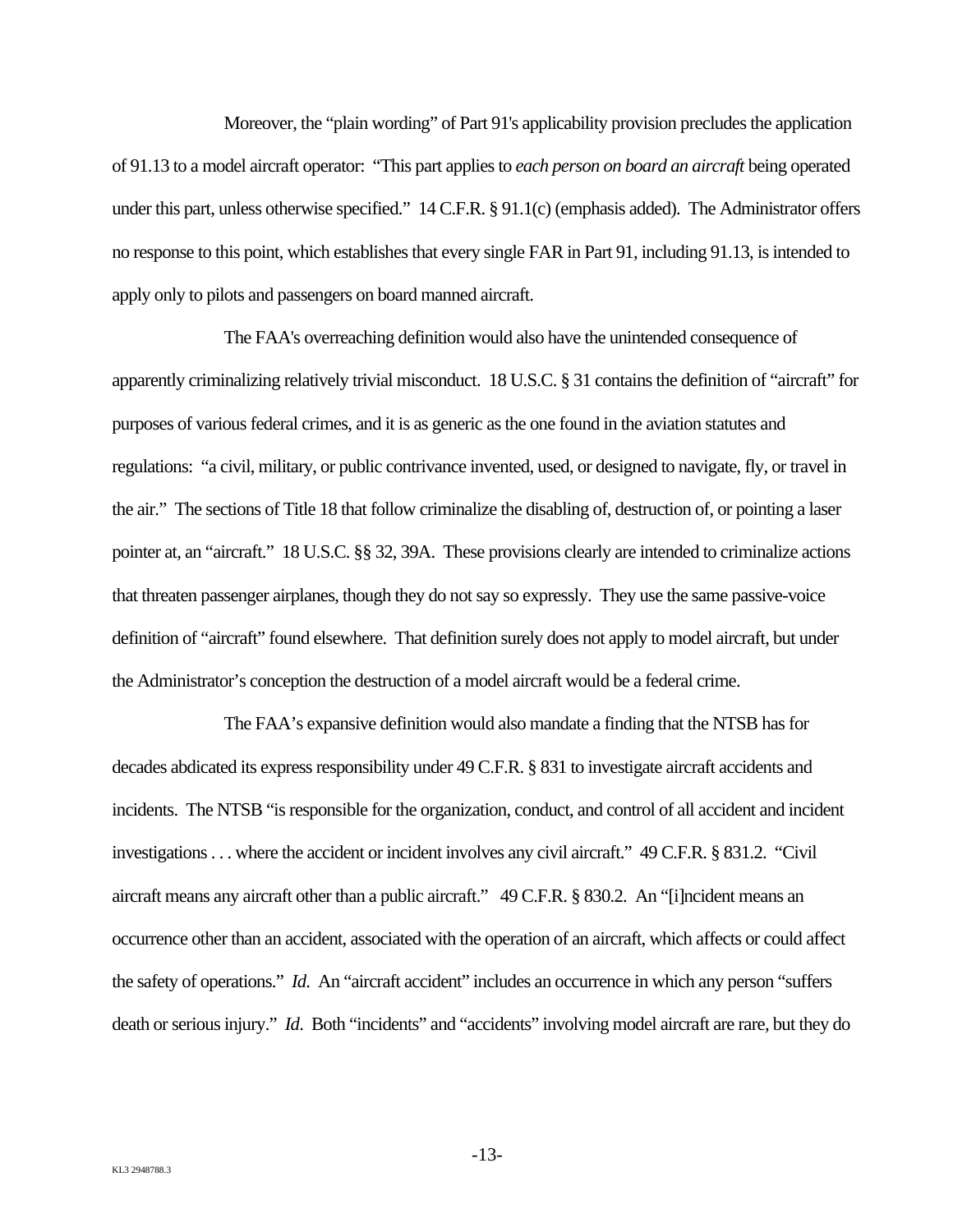Moreover, the "plain wording" of Part 91's applicability provision precludes the application of 91.13 to a model aircraft operator: "This part applies to *each person on board an aircraft* being operated under this part, unless otherwise specified." 14 C.F.R. § 91.1(c) (emphasis added). The Administrator offers no response to this point, which establishes that every single FAR in Part 91, including 91.13, is intended to apply only to pilots and passengers on board manned aircraft.

The FAA's overreaching definition would also have the unintended consequence of apparently criminalizing relatively trivial misconduct. 18 U.S.C. § 31 contains the definition of "aircraft" for purposes of various federal crimes, and it is as generic as the one found in the aviation statutes and regulations: "a civil, military, or public contrivance invented, used, or designed to navigate, fly, or travel in the air." The sections of Title 18 that follow criminalize the disabling of, destruction of, or pointing a laser pointer at, an "aircraft." 18 U.S.C. §§ 32, 39A. These provisions clearly are intended to criminalize actions that threaten passenger airplanes, though they do not say so expressly. They use the same passive-voice definition of "aircraft" found elsewhere. That definition surely does not apply to model aircraft, but under the Administrator's conception the destruction of a model aircraft would be a federal crime.

The FAA's expansive definition would also mandate a finding that the NTSB has for decades abdicated its express responsibility under 49 C.F.R. § 831 to investigate aircraft accidents and incidents. The NTSB "is responsible for the organization, conduct, and control of all accident and incident investigations . . . where the accident or incident involves any civil aircraft." 49 C.F.R. § 831.2. "Civil aircraft means any aircraft other than a public aircraft." 49 C.F.R. § 830.2. An "[i]ncident means an occurrence other than an accident, associated with the operation of an aircraft, which affects or could affect the safety of operations." *Id.* An "aircraft accident" includes an occurrence in which any person "suffers death or serious injury." *Id*. Both "incidents" and "accidents" involving model aircraft are rare, but they do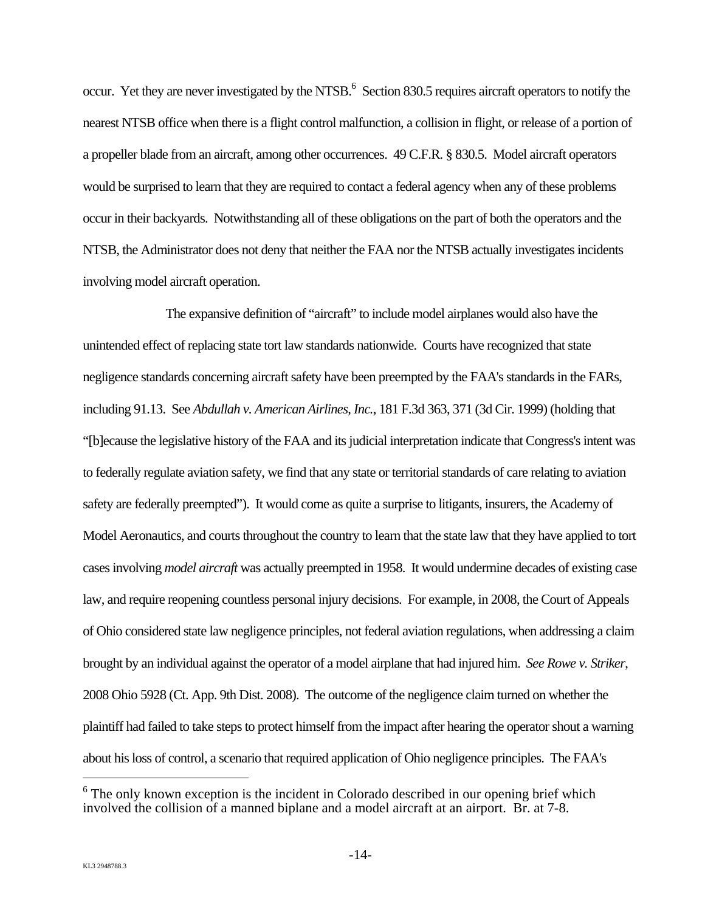occur. Yet they are never investigated by the NTSB.[6] Section 830.5 requires aircraft operators to notify the nearest NTSB office when there is a flight control malfunction, a collision in flight, or release of a portion of a propeller blade from an aircraft, among other occurrences. 49 C.F.R. § 830.5. Model aircraft operators would be surprised to learn that they are required to contact a federal agency when any of these problems occur in their backyards. Notwithstanding all of these obligations on the part of both the operators and the NTSB, the Administrator does not deny that neither the FAA nor the NTSB actually investigates incidents involving model aircraft operation.

The expansive definition of "aircraft" to include model airplanes would also have the unintended effect of replacing state tort law standards nationwide. Courts have recognized that state negligence standards concerning aircraft safety have been preempted by the FAA's standards in the FARs, including 91.13. See *Abdullah v. American Airlines, Inc.*, 181 F.3d 363, 371 (3d Cir. 1999) (holding that "[b]ecause the legislative history of the FAA and its judicial interpretation indicate that Congress's intent was to federally regulate aviation safety, we find that any state or territorial standards of care relating to aviation safety are federally preempted"). It would come as quite a surprise to litigants, insurers, the Academy of Model Aeronautics, and courts throughout the country to learn that the state law that they have applied to tort cases involving *model aircraft* was actually preempted in 1958. It would undermine decades of existing case law, and require reopening countless personal injury decisions. For example, in 2008, the Court of Appeals of Ohio considered state law negligence principles, not federal aviation regulations, when addressing a claim brought by an individual against the operator of a model airplane that had injured him. *See Rowe v. Striker*, 2008 Ohio 5928 (Ct. App. 9th Dist. 2008). The outcome of the negligence claim turned on whether the plaintiff had failed to take steps to protect himself from the impact after hearing the operator shout a warning about his loss of control, a scenario that required application of Ohio negligence principles. The FAA's

[6] The only known exception is the incident in Colorado described in our opening brief which involved the collision of a manned biplane and a model aircraft at an airport. Br. at 7-8.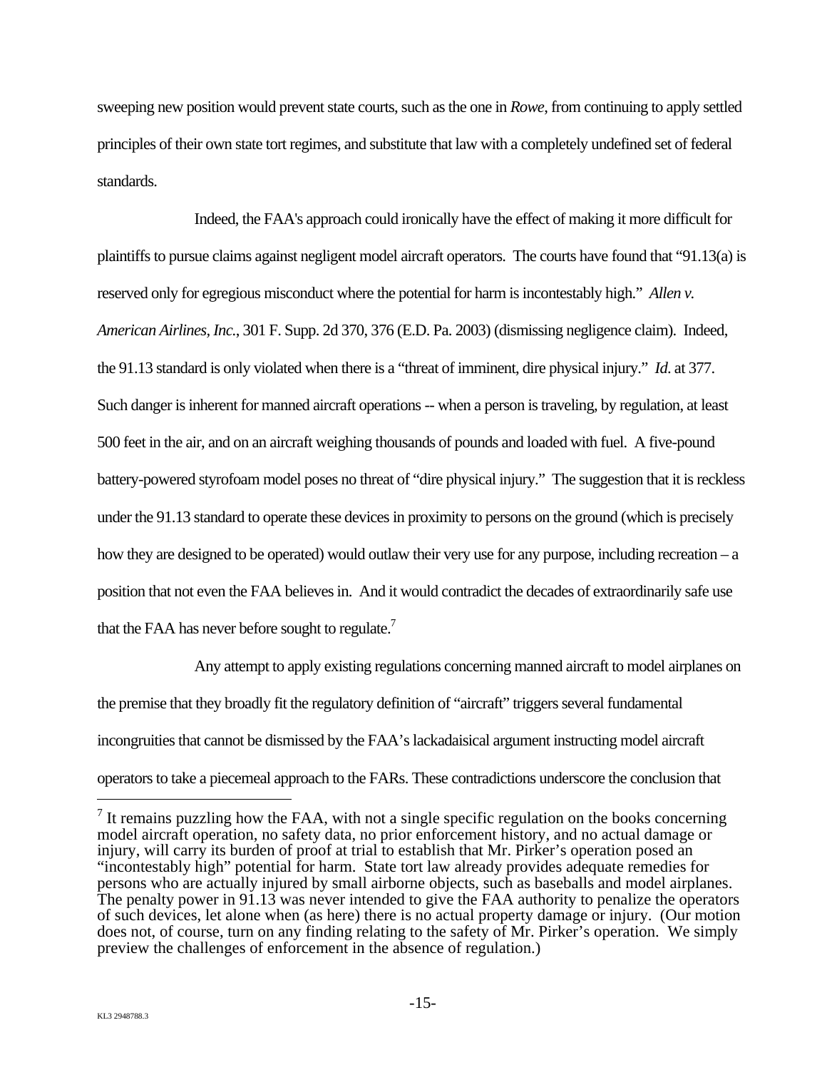sweeping new position would prevent state courts, such as the one in *Rowe*, from continuing to apply settled principles of their own state tort regimes, and substitute that law with a completely undefined set of federal standards.

Indeed, the FAA's approach could ironically have the effect of making it more difficult for plaintiffs to pursue claims against negligent model aircraft operators. The courts have found that "91.13(a) is reserved only for egregious misconduct where the potential for harm is incontestably high." *Allen v. American Airlines, Inc.*, 301 F. Supp. 2d 370, 376 (E.D. Pa. 2003) (dismissing negligence claim). Indeed, the 91.13 standard is only violated when there is a "threat of imminent, dire physical injury." *Id.* at 377. Such danger is inherent for manned aircraft operations -- when a person is traveling, by regulation, at least 500 feet in the air, and on an aircraft weighing thousands of pounds and loaded with fuel. A five-pound battery-powered styrofoam model poses no threat of "dire physical injury." The suggestion that it is reckless under the 91.13 standard to operate these devices in proximity to persons on the ground (which is precisely how they are designed to be operated) would outlaw their very use for any purpose, including recreation – a position that not even the FAA believes in. And it would contradict the decades of extraordinarily safe use that the FAA has never before sought to regulate.[7]

Any attempt to apply existing regulations concerning manned aircraft to model airplanes on the premise that they broadly fit the regulatory definition of "aircraft" triggers several fundamental incongruities that cannot be dismissed by the FAA's lackadaisical argument instructing model aircraft operators to take a piecemeal approach to the FARs. These contradictions underscore the conclusion that

---

[7] It remains puzzling how the FAA, with not a single specific regulation on the books concerning model aircraft operation, no safety data, no prior enforcement history, and no actual damage or injury, will carry its burden of proof at trial to establish that Mr. Pirker's operation posed an "incontestably high" potential for harm. State tort law already provides adequate remedies for persons who are actually injured by small airborne objects, such as baseballs and model airplanes. The penalty power in 91.13 was never intended to give the FAA authority to penalize the operators of such devices, let alone when (as here) there is no actual property damage or injury. (Our motion does not, of course, turn on any finding relating to the safety of Mr. Pirker's operation. We simply preview the challenges of enforcement in the absence of regulation.)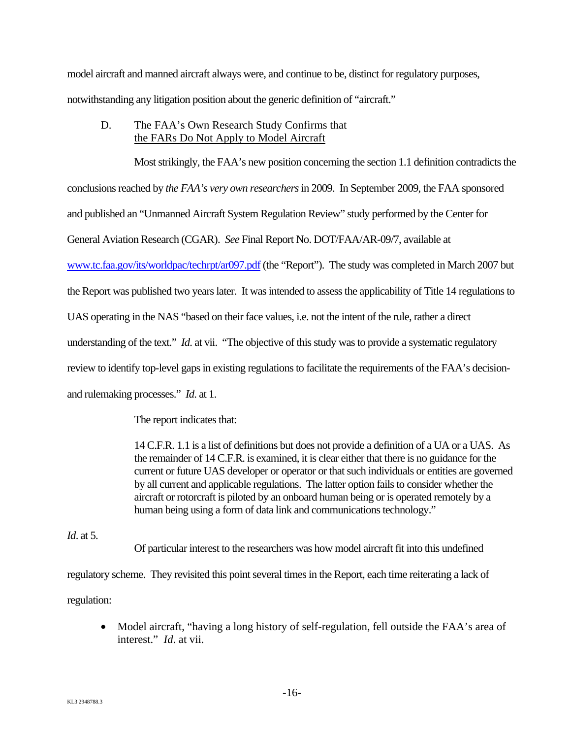model aircraft and manned aircraft always were, and continue to be, distinct for regulatory purposes, notwithstanding any litigation position about the generic definition of "aircraft."

### D. The FAA's Own Research Study Confirms that the FARs Do Not Apply to Model Aircraft

Most strikingly, the FAA's new position concerning the section 1.1 definition contradicts the conclusions reached by *the FAA's very own researchers* in 2009. In September 2009, the FAA sponsored and published an "Unmanned Aircraft System Regulation Review" study performed by the Center for General Aviation Research (CGAR). *See* Final Report No. DOT/FAA/AR-09/7, available at [www.tc.faa.gov/its/worldpac/techrpt/ar097.pdf](www.tc.faa.gov/its/worldpac/techrpt/ar097.pdf) (the "Report"). The study was completed in March 2007 but the Report was published two years later. It was intended to assess the applicability of Title 14 regulations to UAS operating in the NAS "based on their face values, i.e. not the intent of the rule, rather a direct understanding of the text." *Id.* at vii. "The objective of this study was to provide a systematic regulatory review to identify top-level gaps in existing regulations to facilitate the requirements of the FAA's decision- and rulemaking processes." *Id.* at 1.

The report indicates that:

> 14 C.F.R. 1.1 is a list of definitions but does not provide a definition of a UA or a UAS. As the remainder of 14 C.F.R. is examined, it is clear either that there is no guidance for the current or future UAS developer or operator or that such individuals or entities are governed by all current and applicable regulations. The latter option fails to consider whether the aircraft or rotorcraft is piloted by an onboard human being or is operated remotely by a human being using a form of data link and communications technology."

*Id.* at 5.

Of particular interest to the researchers was how model aircraft fit into this undefined regulatory scheme. They revisited this point several times in the Report, each time reiterating a lack of regulation:

- Model aircraft, "having a long history of self-regulation, fell outside the FAA's area of interest." *Id.* at vii.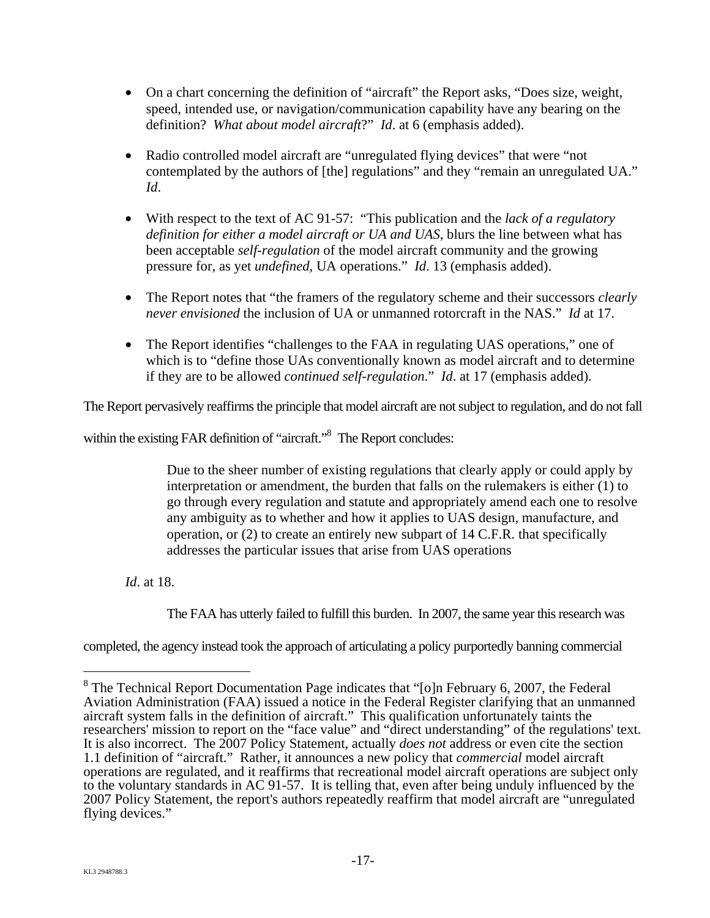- On a chart concerning the definition of "aircraft" the Report asks, "Does size, weight, speed, intended use, or navigation/communication capability have any bearing on the definition? *What about model aircraft*?" *Id*. at 6 (emphasis added).

- Radio controlled model aircraft are "unregulated flying devices" that were "not contemplated by the authors of [the] regulations" and they "remain an unregulated UA." *Id*.

- With respect to the text of AC 91-57: "This publication and the *lack of a regulatory definition for either a model aircraft or UA and UAS*, blurs the line between what has been acceptable *self-regulation* of the model aircraft community and the growing pressure for, as yet *undefined*, UA operations." *Id*. 13 (emphasis added).

- The Report notes that "the framers of the regulatory scheme and their successors *clearly never envisioned* the inclusion of UA or unmanned rotorcraft in the NAS." *Id* at 17.

- The Report identifies "challenges to the FAA in regulating UAS operations," one of which is to "define those UAs conventionally known as model aircraft and to determine if they are to be allowed *continued self-regulation*." *Id*. at 17 (emphasis added).

The Report pervasively reaffirms the principle that model aircraft are not subject to regulation, and do not fall within the existing FAR definition of "aircraft."[8] The Report concludes:

> Due to the sheer number of existing regulations that clearly apply or could apply by interpretation or amendment, the burden that falls on the rulemakers is either (1) to go through every regulation and statute and appropriately amend each one to resolve any ambiguity as to whether and how it applies to UAS design, manufacture, and operation, or (2) to create an entirely new subpart of 14 C.F.R. that specifically addresses the particular issues that arise from UAS operations

*Id*. at 18.

The FAA has utterly failed to fulfill this burden. In 2007, the same year this research was completed, the agency instead took the approach of articulating a policy purportedly banning commercial

[8] The Technical Report Documentation Page indicates that "[o]n February 6, 2007, the Federal Aviation Administration (FAA) issued a notice in the Federal Register clarifying that an unmanned aircraft system falls in the definition of aircraft." This qualification unfortunately taints the researchers' mission to report on the "face value" and "direct understanding" of the regulations' text. It is also incorrect. The 2007 Policy Statement, actually *does not* address or even cite the section 1.1 definition of "aircraft." Rather, it announces a new policy that *commercial* model aircraft operations are regulated, and it reaffirms that recreational model aircraft operations are subject only to the voluntary standards in AC 91-57. It is telling that, even after being unduly influenced by the 2007 Policy Statement, the report's authors repeatedly reaffirm that model aircraft are "unregulated flying devices."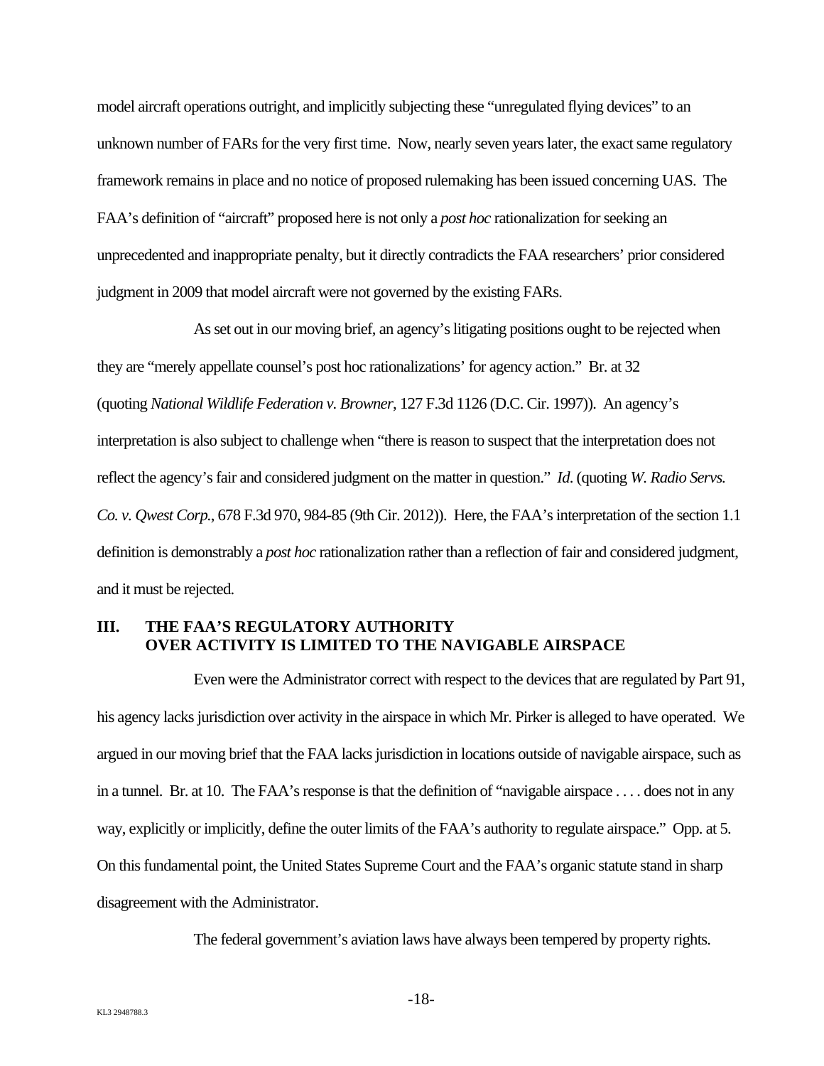model aircraft operations outright, and implicitly subjecting these "unregulated flying devices" to an unknown number of FARs for the very first time. Now, nearly seven years later, the exact same regulatory framework remains in place and no notice of proposed rulemaking has been issued concerning UAS. The FAA's definition of "aircraft" proposed here is not only a *post hoc* rationalization for seeking an unprecedented and inappropriate penalty, but it directly contradicts the FAA researchers' prior considered judgment in 2009 that model aircraft were not governed by the existing FARs.

As set out in our moving brief, an agency's litigating positions ought to be rejected when they are "merely appellate counsel's post hoc rationalizations' for agency action." Br. at 32 (quoting *National Wildlife Federation v. Browner*, 127 F.3d 1126 (D.C. Cir. 1997)). An agency's interpretation is also subject to challenge when "there is reason to suspect that the interpretation does not reflect the agency's fair and considered judgment on the matter in question." *Id.* (quoting *W. Radio Servs. Co. v. Qwest Corp.*, 678 F.3d 970, 984-85 (9th Cir. 2012)). Here, the FAA's interpretation of the section 1.1 definition is demonstrably a *post hoc* rationalization rather than a reflection of fair and considered judgment, and it must be rejected.

## III. THE FAA'S REGULATORY AUTHORITY OVER ACTIVITY IS LIMITED TO THE NAVIGABLE AIRSPACE

Even were the Administrator correct with respect to the devices that are regulated by Part 91, his agency lacks jurisdiction over activity in the airspace in which Mr. Pirker is alleged to have operated. We argued in our moving brief that the FAA lacks jurisdiction in locations outside of navigable airspace, such as in a tunnel. Br. at 10. The FAA's response is that the definition of "navigable airspace . . . . does not in any way, explicitly or implicitly, define the outer limits of the FAA's authority to regulate airspace." Opp. at 5. On this fundamental point, the United States Supreme Court and the FAA's organic statute stand in sharp disagreement with the Administrator.

The federal government's aviation laws have always been tempered by property rights.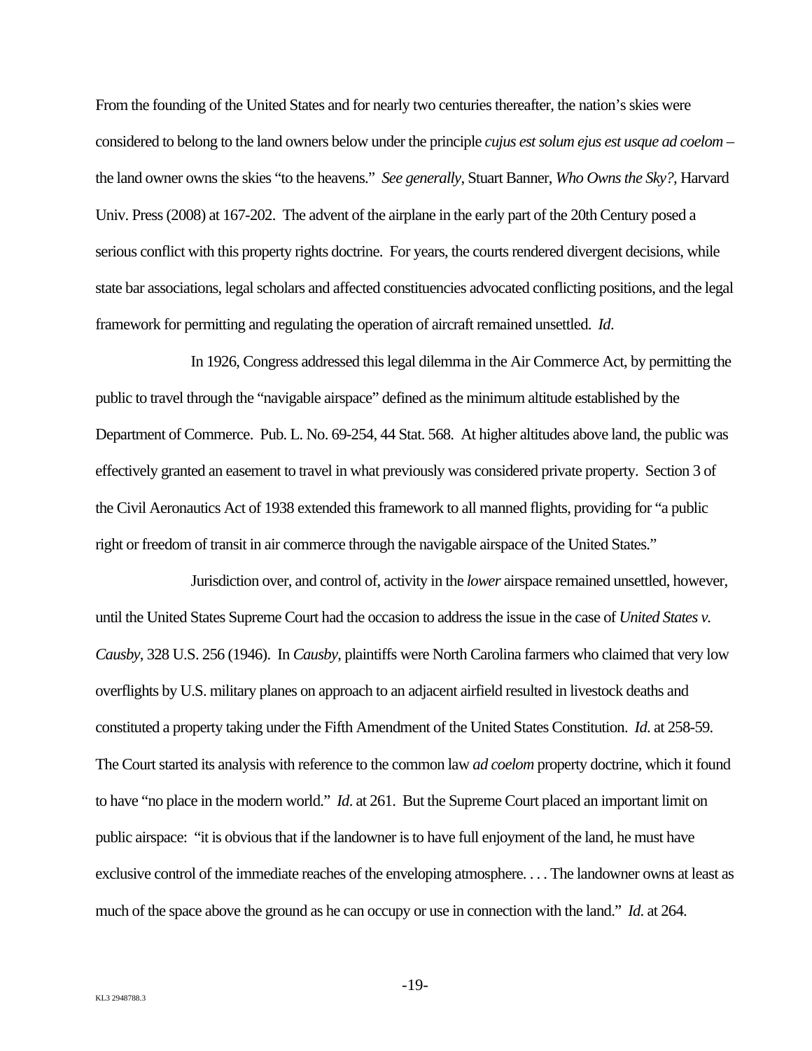From the founding of the United States and for nearly two centuries thereafter, the nation's skies were considered to belong to the land owners below under the principle *cujus est solum ejus est usque ad coelom* – the land owner owns the skies "to the heavens." *See generally*, Stuart Banner, *Who Owns the Sky?*, Harvard Univ. Press (2008) at 167-202. The advent of the airplane in the early part of the 20th Century posed a serious conflict with this property rights doctrine. For years, the courts rendered divergent decisions, while state bar associations, legal scholars and affected constituencies advocated conflicting positions, and the legal framework for permitting and regulating the operation of aircraft remained unsettled. *Id*.

In 1926, Congress addressed this legal dilemma in the Air Commerce Act, by permitting the public to travel through the "navigable airspace" defined as the minimum altitude established by the Department of Commerce. Pub. L. No. 69-254, 44 Stat. 568. At higher altitudes above land, the public was effectively granted an easement to travel in what previously was considered private property. Section 3 of the Civil Aeronautics Act of 1938 extended this framework to all manned flights, providing for "a public right or freedom of transit in air commerce through the navigable airspace of the United States."

Jurisdiction over, and control of, activity in the *lower* airspace remained unsettled, however, until the United States Supreme Court had the occasion to address the issue in the case of *United States v. Causby*, 328 U.S. 256 (1946). In *Causby*, plaintiffs were North Carolina farmers who claimed that very low overflights by U.S. military planes on approach to an adjacent airfield resulted in livestock deaths and constituted a property taking under the Fifth Amendment of the United States Constitution. *Id*. at 258-59. The Court started its analysis with reference to the common law *ad coelom* property doctrine, which it found to have "no place in the modern world." *Id*. at 261. But the Supreme Court placed an important limit on public airspace: "it is obvious that if the landowner is to have full enjoyment of the land, he must have exclusive control of the immediate reaches of the enveloping atmosphere. . . . The landowner owns at least as much of the space above the ground as he can occupy or use in connection with the land." *Id*. at 264.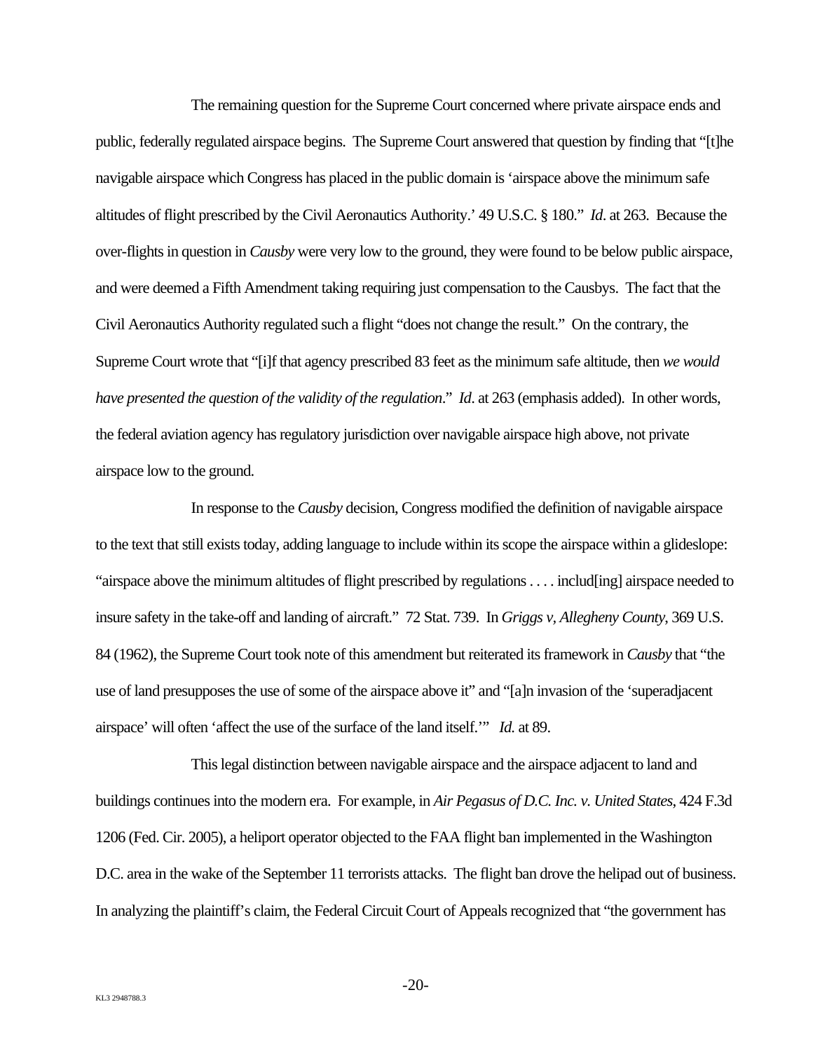The remaining question for the Supreme Court concerned where private airspace ends and public, federally regulated airspace begins. The Supreme Court answered that question by finding that "[t]he navigable airspace which Congress has placed in the public domain is 'airspace above the minimum safe altitudes of flight prescribed by the Civil Aeronautics Authority.' 49 U.S.C. § 180." *Id*. at 263. Because the over-flights in question in *Causby* were very low to the ground, they were found to be below public airspace, and were deemed a Fifth Amendment taking requiring just compensation to the Causbys. The fact that the Civil Aeronautics Authority regulated such a flight "does not change the result." On the contrary, the Supreme Court wrote that "[i]f that agency prescribed 83 feet as the minimum safe altitude, then *we would have presented the question of the validity of the regulation*." *Id*. at 263 (emphasis added). In other words, the federal aviation agency has regulatory jurisdiction over navigable airspace high above, not private airspace low to the ground.

In response to the *Causby* decision, Congress modified the definition of navigable airspace to the text that still exists today, adding language to include within its scope the airspace within a glideslope: "airspace above the minimum altitudes of flight prescribed by regulations . . . . includ[ing] airspace needed to insure safety in the take-off and landing of aircraft." 72 Stat. 739. In *Griggs v, Allegheny County*, 369 U.S. 84 (1962), the Supreme Court took note of this amendment but reiterated its framework in *Causby* that "the use of land presupposes the use of some of the airspace above it" and "[a]n invasion of the 'superadjacent airspace' will often 'affect the use of the surface of the land itself.'" *Id.* at 89.

This legal distinction between navigable airspace and the airspace adjacent to land and buildings continues into the modern era. For example, in *Air Pegasus of D.C. Inc. v. United States*, 424 F.3d 1206 (Fed. Cir. 2005), a heliport operator objected to the FAA flight ban implemented in the Washington D.C. area in the wake of the September 11 terrorists attacks. The flight ban drove the helipad out of business. In analyzing the plaintiff's claim, the Federal Circuit Court of Appeals recognized that "the government has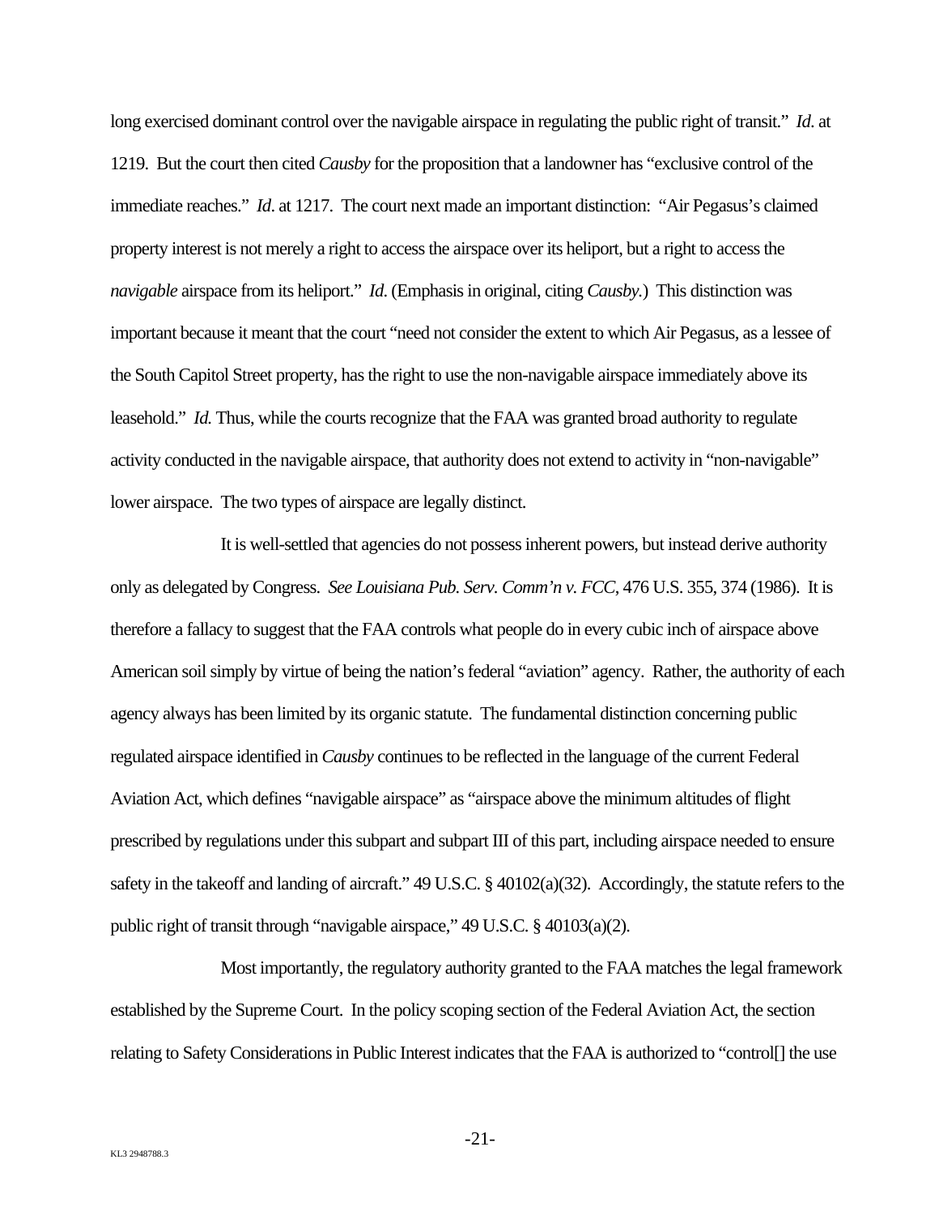long exercised dominant control over the navigable airspace in regulating the public right of transit." *Id*. at 1219. But the court then cited *Causby* for the proposition that a landowner has "exclusive control of the immediate reaches." *Id*. at 1217. The court next made an important distinction: "Air Pegasus's claimed property interest is not merely a right to access the airspace over its heliport, but a right to access the *navigable* airspace from its heliport." *Id*. (Emphasis in original, citing *Causby*.) This distinction was important because it meant that the court "need not consider the extent to which Air Pegasus, as a lessee of the South Capitol Street property, has the right to use the non-navigable airspace immediately above its leasehold." *Id.* Thus, while the courts recognize that the FAA was granted broad authority to regulate activity conducted in the navigable airspace, that authority does not extend to activity in "non-navigable" lower airspace. The two types of airspace are legally distinct.

It is well-settled that agencies do not possess inherent powers, but instead derive authority only as delegated by Congress. *See Louisiana Pub. Serv. Comm'n v. FCC*, 476 U.S. 355, 374 (1986). It is therefore a fallacy to suggest that the FAA controls what people do in every cubic inch of airspace above American soil simply by virtue of being the nation's federal "aviation" agency. Rather, the authority of each agency always has been limited by its organic statute. The fundamental distinction concerning public regulated airspace identified in *Causby* continues to be reflected in the language of the current Federal Aviation Act, which defines "navigable airspace" as "airspace above the minimum altitudes of flight prescribed by regulations under this subpart and subpart III of this part, including airspace needed to ensure safety in the takeoff and landing of aircraft." 49 U.S.C. § 40102(a)(32). Accordingly, the statute refers to the public right of transit through "navigable airspace," 49 U.S.C. § 40103(a)(2).

Most importantly, the regulatory authority granted to the FAA matches the legal framework established by the Supreme Court. In the policy scoping section of the Federal Aviation Act, the section relating to Safety Considerations in Public Interest indicates that the FAA is authorized to "control[] the use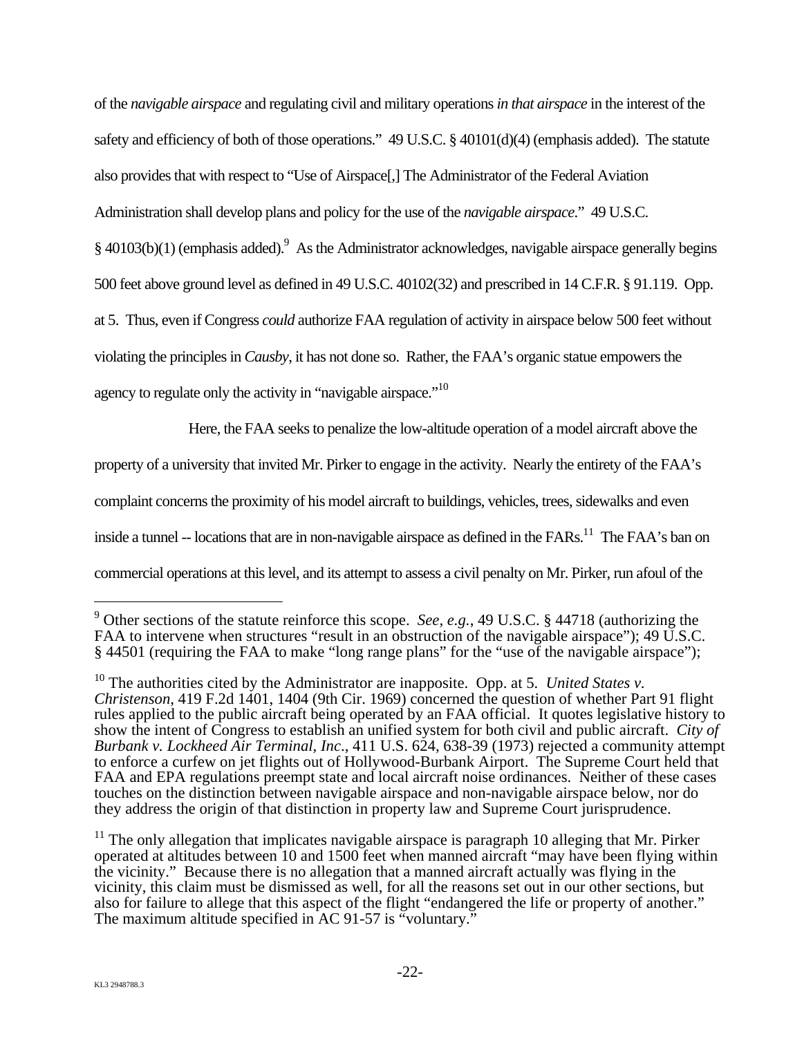of the *navigable airspace* and regulating civil and military operations *in that airspace* in the interest of the safety and efficiency of both of those operations." 49 U.S.C. § 40101(d)(4) (emphasis added). The statute also provides that with respect to "Use of Airspace[,] The Administrator of the Federal Aviation Administration shall develop plans and policy for the use of the *navigable airspace*." 49 U.S.C. § 40103(b)(1) (emphasis added).[9] As the Administrator acknowledges, navigable airspace generally begins 500 feet above ground level as defined in 49 U.S.C. 40102(32) and prescribed in 14 C.F.R. § 91.119. Opp. at 5. Thus, even if Congress *could* authorize FAA regulation of activity in airspace below 500 feet without violating the principles in *Causby*, it has not done so. Rather, the FAA's organic statue empowers the agency to regulate only the activity in "navigable airspace."[10]

Here, the FAA seeks to penalize the low-altitude operation of a model aircraft above the property of a university that invited Mr. Pirker to engage in the activity. Nearly the entirety of the FAA's complaint concerns the proximity of his model aircraft to buildings, vehicles, trees, sidewalks and even inside a tunnel -- locations that are in non-navigable airspace as defined in the FARs.[11] The FAA's ban on commercial operations at this level, and its attempt to assess a civil penalty on Mr. Pirker, run afoul of the

---

[9] Other sections of the statute reinforce this scope. *See, e.g.*, 49 U.S.C. § 44718 (authorizing the FAA to intervene when structures "result in an obstruction of the navigable airspace"); 49 U.S.C. § 44501 (requiring the FAA to make "long range plans" for the "use of the navigable airspace");

[10] The authorities cited by the Administrator are inapposite. Opp. at 5. *United States v. Christenson*, 419 F.2d 1401, 1404 (9th Cir. 1969) concerned the question of whether Part 91 flight rules applied to the public aircraft being operated by an FAA official. It quotes legislative history to show the intent of Congress to establish an unified system for both civil and public aircraft. *City of Burbank v. Lockheed Air Terminal, Inc*., 411 U.S. 624, 638-39 (1973) rejected a community attempt to enforce a curfew on jet flights out of Hollywood-Burbank Airport. The Supreme Court held that FAA and EPA regulations preempt state and local aircraft noise ordinances. Neither of these cases touches on the distinction between navigable airspace and non-navigable airspace below, nor do they address the origin of that distinction in property law and Supreme Court jurisprudence.

[11] The only allegation that implicates navigable airspace is paragraph 10 alleging that Mr. Pirker operated at altitudes between 10 and 1500 feet when manned aircraft "may have been flying within the vicinity." Because there is no allegation that a manned aircraft actually was flying in the vicinity, this claim must be dismissed as well, for all the reasons set out in our other sections, but also for failure to allege that this aspect of the flight "endangered the life or property of another." The maximum altitude specified in AC 91-57 is "voluntary."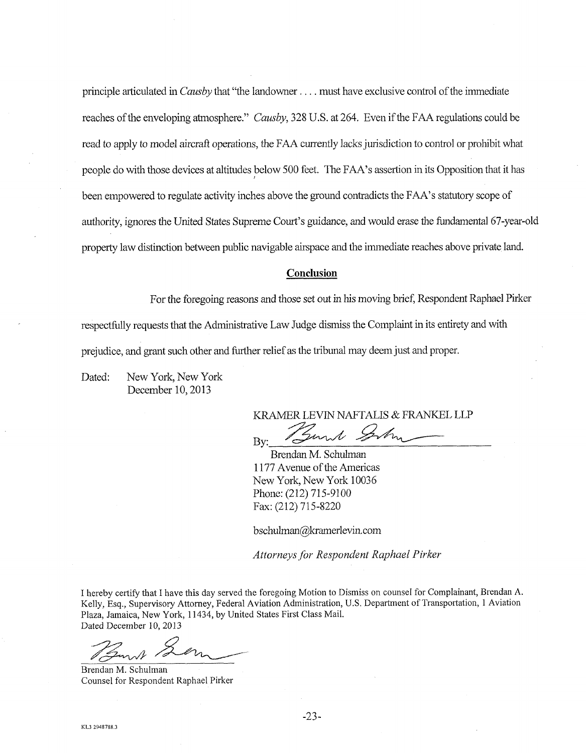principle articulated in *Causby* that "the landowner . . . . must have exclusive control of the immediate reaches of the enveloping atmosphere." *Causby*, 328 U.S. at 264. Even if the FAA regulations could be read to apply to model aircraft operations, the FAA currently lacks jurisdiction to control or prohibit what people do with those devices at altitudes below 500 feet. The FAA's assertion in its Opposition that it has been empowered to regulate activity inches above the ground contradicts the FAA's statutory scope of authority, ignores the United States Supreme Court's guidance, and would erase the fundamental 67-year-old property law distinction between public navigable airspace and the immediate reaches above private land.

## Conclusion

For the foregoing reasons and those set out in his moving brief, Respondent Raphael Pirker respectfully requests that the Administrative Law Judge dismiss the Complaint in its entirety and with prejudice, and grant such other and further relief as the tribunal may deem just and proper.

Dated: New York, New York
December 10, 2013

KRAMER LEVIN NAFTALIS & FRANKEL LLP

By: ____________________

Brendan M. Schulman
1177 Avenue of the Americas
New York, New York 10036
Phone: (212) 715-9100
Fax: (212) 715-8220

bschulman@kramerlevin.com

*Attorneys for Respondent Raphael Pirker*

I hereby certify that I have this day served the foregoing Motion to Dismiss on counsel for Complainant, Brendan A. Kelly, Esq., Supervisory Attorney, Federal Aviation Administration, U.S. Department of Transportation, 1 Aviation Plaza, Jamaica, New York, 11434, by United States First Class Mail.
Dated December 10, 2013

____________________
Brendan M. Schulman
Counsel for Respondent Raphael Pirker

KL3 2948788.3